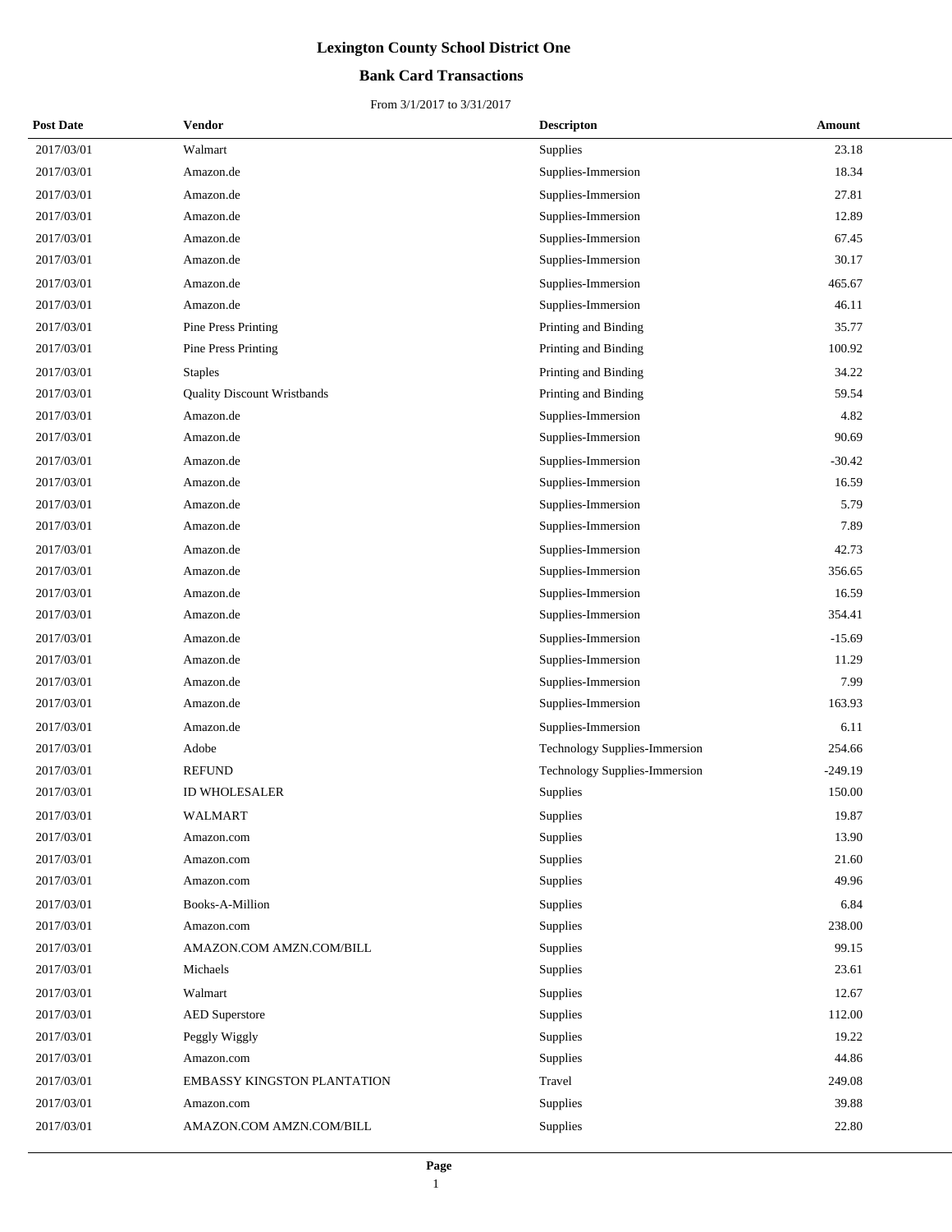# Lexington County School District One

## Bank Card Transactions

From 3/1/2017 to 3/31/2017

| Post Date | Vendor | Descripton | Amount |
|---|---|---|---|
| 2017/03/01 | Walmart | Supplies | 23.18 |
| 2017/03/01 | Amazon.de | Supplies-Immersion | 18.34 |
| 2017/03/01 | Amazon.de | Supplies-Immersion | 27.81 |
| 2017/03/01 | Amazon.de | Supplies-Immersion | 12.89 |
| 2017/03/01 | Amazon.de | Supplies-Immersion | 67.45 |
| 2017/03/01 | Amazon.de | Supplies-Immersion | 30.17 |
| 2017/03/01 | Amazon.de | Supplies-Immersion | 465.67 |
| 2017/03/01 | Amazon.de | Supplies-Immersion | 46.11 |
| 2017/03/01 | Pine Press Printing | Printing and Binding | 35.77 |
| 2017/03/01 | Pine Press Printing | Printing and Binding | 100.92 |
| 2017/03/01 | Staples | Printing and Binding | 34.22 |
| 2017/03/01 | Quality Discount Wristbands | Printing and Binding | 59.54 |
| 2017/03/01 | Amazon.de | Supplies-Immersion | 4.82 |
| 2017/03/01 | Amazon.de | Supplies-Immersion | 90.69 |
| 2017/03/01 | Amazon.de | Supplies-Immersion | -30.42 |
| 2017/03/01 | Amazon.de | Supplies-Immersion | 16.59 |
| 2017/03/01 | Amazon.de | Supplies-Immersion | 5.79 |
| 2017/03/01 | Amazon.de | Supplies-Immersion | 7.89 |
| 2017/03/01 | Amazon.de | Supplies-Immersion | 42.73 |
| 2017/03/01 | Amazon.de | Supplies-Immersion | 356.65 |
| 2017/03/01 | Amazon.de | Supplies-Immersion | 16.59 |
| 2017/03/01 | Amazon.de | Supplies-Immersion | 354.41 |
| 2017/03/01 | Amazon.de | Supplies-Immersion | -15.69 |
| 2017/03/01 | Amazon.de | Supplies-Immersion | 11.29 |
| 2017/03/01 | Amazon.de | Supplies-Immersion | 7.99 |
| 2017/03/01 | Amazon.de | Supplies-Immersion | 163.93 |
| 2017/03/01 | Amazon.de | Supplies-Immersion | 6.11 |
| 2017/03/01 | Adobe | Technology Supplies-Immersion | 254.66 |
| 2017/03/01 | REFUND | Technology Supplies-Immersion | -249.19 |
| 2017/03/01 | ID WHOLESALER | Supplies | 150.00 |
| 2017/03/01 | WALMART | Supplies | 19.87 |
| 2017/03/01 | Amazon.com | Supplies | 13.90 |
| 2017/03/01 | Amazon.com | Supplies | 21.60 |
| 2017/03/01 | Amazon.com | Supplies | 49.96 |
| 2017/03/01 | Books-A-Million | Supplies | 6.84 |
| 2017/03/01 | Amazon.com | Supplies | 238.00 |
| 2017/03/01 | AMAZON.COM AMZN.COM/BILL | Supplies | 99.15 |
| 2017/03/01 | Michaels | Supplies | 23.61 |
| 2017/03/01 | Walmart | Supplies | 12.67 |
| 2017/03/01 | AED Superstore | Supplies | 112.00 |
| 2017/03/01 | Peggly Wiggly | Supplies | 19.22 |
| 2017/03/01 | Amazon.com | Supplies | 44.86 |
| 2017/03/01 | EMBASSY KINGSTON PLANTATION | Travel | 249.08 |
| 2017/03/01 | Amazon.com | Supplies | 39.88 |
| 2017/03/01 | AMAZON.COM AMZN.COM/BILL | Supplies | 22.80 |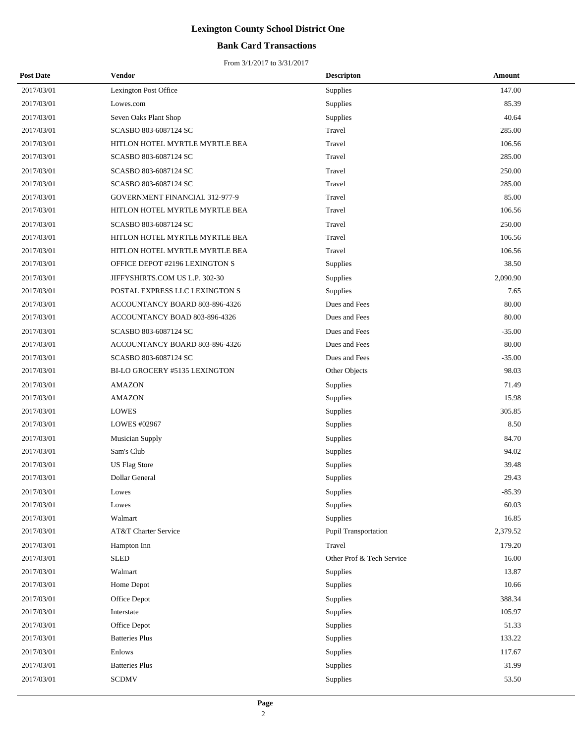# Lexington County School District One

## Bank Card Transactions

From 3/1/2017 to 3/31/2017

| Post Date | Vendor | Descripton | Amount |
|---|---|---|---|
| 2017/03/01 | Lexington Post Office | Supplies | 147.00 |
| 2017/03/01 | Lowes.com | Supplies | 85.39 |
| 2017/03/01 | Seven Oaks Plant Shop | Supplies | 40.64 |
| 2017/03/01 | SCASBO 803-6087124 SC | Travel | 285.00 |
| 2017/03/01 | HITLON HOTEL MYRTLE MYRTLE BEA | Travel | 106.56 |
| 2017/03/01 | SCASBO 803-6087124 SC | Travel | 285.00 |
| 2017/03/01 | SCASBO 803-6087124 SC | Travel | 250.00 |
| 2017/03/01 | SCASBO 803-6087124 SC | Travel | 285.00 |
| 2017/03/01 | GOVERNMENT FINANCIAL 312-977-9 | Travel | 85.00 |
| 2017/03/01 | HITLON HOTEL MYRTLE MYRTLE BEA | Travel | 106.56 |
| 2017/03/01 | SCASBO 803-6087124 SC | Travel | 250.00 |
| 2017/03/01 | HITLON HOTEL MYRTLE MYRTLE BEA | Travel | 106.56 |
| 2017/03/01 | HITLON HOTEL MYRTLE MYRTLE BEA | Travel | 106.56 |
| 2017/03/01 | OFFICE DEPOT #2196 LEXINGTON S | Supplies | 38.50 |
| 2017/03/01 | JIFFYSHIRTS.COM US L.P. 302-30 | Supplies | 2,090.90 |
| 2017/03/01 | POSTAL EXPRESS LLC LEXINGTON S | Supplies | 7.65 |
| 2017/03/01 | ACCOUNTANCY BOARD 803-896-4326 | Dues and Fees | 80.00 |
| 2017/03/01 | ACCOUNTANCY BOAD 803-896-4326 | Dues and Fees | 80.00 |
| 2017/03/01 | SCASBO 803-6087124 SC | Dues and Fees | -35.00 |
| 2017/03/01 | ACCOUNTANCY BOARD 803-896-4326 | Dues and Fees | 80.00 |
| 2017/03/01 | SCASBO 803-6087124 SC | Dues and Fees | -35.00 |
| 2017/03/01 | BI-LO GROCERY #5135 LEXINGTON | Other Objects | 98.03 |
| 2017/03/01 | AMAZON | Supplies | 71.49 |
| 2017/03/01 | AMAZON | Supplies | 15.98 |
| 2017/03/01 | LOWES | Supplies | 305.85 |
| 2017/03/01 | LOWES #02967 | Supplies | 8.50 |
| 2017/03/01 | Musician Supply | Supplies | 84.70 |
| 2017/03/01 | Sam's Club | Supplies | 94.02 |
| 2017/03/01 | US Flag Store | Supplies | 39.48 |
| 2017/03/01 | Dollar General | Supplies | 29.43 |
| 2017/03/01 | Lowes | Supplies | -85.39 |
| 2017/03/01 | Lowes | Supplies | 60.03 |
| 2017/03/01 | Walmart | Supplies | 16.85 |
| 2017/03/01 | AT&T Charter Service | Pupil Transportation | 2,379.52 |
| 2017/03/01 | Hampton Inn | Travel | 179.20 |
| 2017/03/01 | SLED | Other Prof & Tech Service | 16.00 |
| 2017/03/01 | Walmart | Supplies | 13.87 |
| 2017/03/01 | Home Depot | Supplies | 10.66 |
| 2017/03/01 | Office Depot | Supplies | 388.34 |
| 2017/03/01 | Interstate | Supplies | 105.97 |
| 2017/03/01 | Office Depot | Supplies | 51.33 |
| 2017/03/01 | Batteries Plus | Supplies | 133.22 |
| 2017/03/01 | Enlows | Supplies | 117.67 |
| 2017/03/01 | Batteries Plus | Supplies | 31.99 |
| 2017/03/01 | SCDMV | Supplies | 53.50 |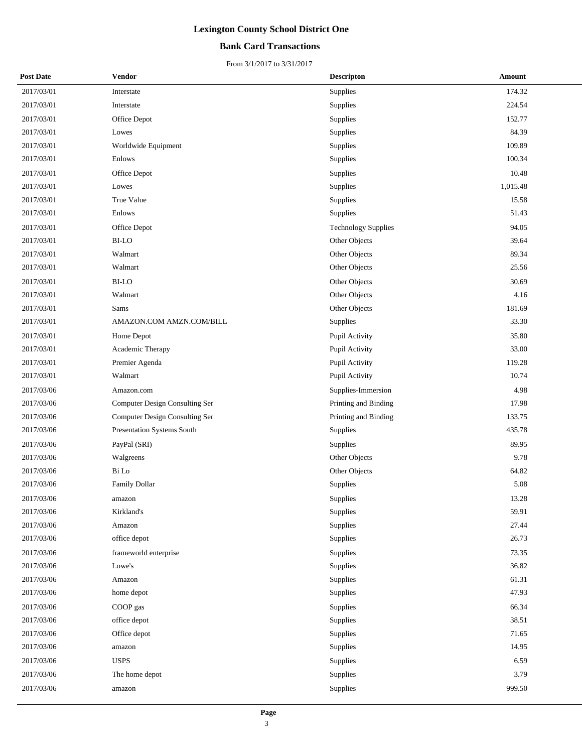# Lexington County School District One

## Bank Card Transactions

From 3/1/2017 to 3/31/2017

| Post Date | Vendor | Descripton | Amount |
|---|---|---|---|
| 2017/03/01 | Interstate | Supplies | 174.32 |
| 2017/03/01 | Interstate | Supplies | 224.54 |
| 2017/03/01 | Office Depot | Supplies | 152.77 |
| 2017/03/01 | Lowes | Supplies | 84.39 |
| 2017/03/01 | Worldwide Equipment | Supplies | 109.89 |
| 2017/03/01 | Enlows | Supplies | 100.34 |
| 2017/03/01 | Office Depot | Supplies | 10.48 |
| 2017/03/01 | Lowes | Supplies | 1,015.48 |
| 2017/03/01 | True Value | Supplies | 15.58 |
| 2017/03/01 | Enlows | Supplies | 51.43 |
| 2017/03/01 | Office Depot | Technology Supplies | 94.05 |
| 2017/03/01 | BI-LO | Other Objects | 39.64 |
| 2017/03/01 | Walmart | Other Objects | 89.34 |
| 2017/03/01 | Walmart | Other Objects | 25.56 |
| 2017/03/01 | BI-LO | Other Objects | 30.69 |
| 2017/03/01 | Walmart | Other Objects | 4.16 |
| 2017/03/01 | Sams | Other Objects | 181.69 |
| 2017/03/01 | AMAZON.COM AMZN.COM/BILL | Supplies | 33.30 |
| 2017/03/01 | Home Depot | Pupil Activity | 35.80 |
| 2017/03/01 | Academic Therapy | Pupil Activity | 33.00 |
| 2017/03/01 | Premier Agenda | Pupil Activity | 119.28 |
| 2017/03/01 | Walmart | Pupil Activity | 10.74 |
| 2017/03/06 | Amazon.com | Supplies-Immersion | 4.98 |
| 2017/03/06 | Computer Design Consulting Ser | Printing and Binding | 17.98 |
| 2017/03/06 | Computer Design Consulting Ser | Printing and Binding | 133.75 |
| 2017/03/06 | Presentation Systems South | Supplies | 435.78 |
| 2017/03/06 | PayPal (SRI) | Supplies | 89.95 |
| 2017/03/06 | Walgreens | Other Objects | 9.78 |
| 2017/03/06 | Bi Lo | Other Objects | 64.82 |
| 2017/03/06 | Family Dollar | Supplies | 5.08 |
| 2017/03/06 | amazon | Supplies | 13.28 |
| 2017/03/06 | Kirkland's | Supplies | 59.91 |
| 2017/03/06 | Amazon | Supplies | 27.44 |
| 2017/03/06 | office depot | Supplies | 26.73 |
| 2017/03/06 | frameworld enterprise | Supplies | 73.35 |
| 2017/03/06 | Lowe's | Supplies | 36.82 |
| 2017/03/06 | Amazon | Supplies | 61.31 |
| 2017/03/06 | home depot | Supplies | 47.93 |
| 2017/03/06 | COOP gas | Supplies | 66.34 |
| 2017/03/06 | office depot | Supplies | 38.51 |
| 2017/03/06 | Office depot | Supplies | 71.65 |
| 2017/03/06 | amazon | Supplies | 14.95 |
| 2017/03/06 | USPS | Supplies | 6.59 |
| 2017/03/06 | The home depot | Supplies | 3.79 |
| 2017/03/06 | amazon | Supplies | 999.50 |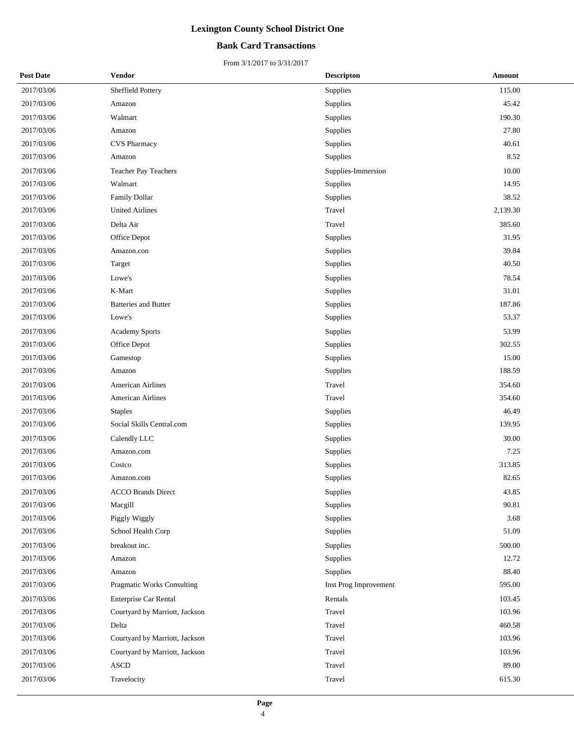# Lexington County School District One

## Bank Card Transactions

From 3/1/2017 to 3/31/2017

| Post Date | Vendor | Descripton | Amount |
|---|---|---|---|
| 2017/03/06 | Sheffield Pottery | Supplies | 115.00 |
| 2017/03/06 | Amazon | Supplies | 45.42 |
| 2017/03/06 | Walmart | Supplies | 190.30 |
| 2017/03/06 | Amazon | Supplies | 27.80 |
| 2017/03/06 | CVS Pharmacy | Supplies | 40.61 |
| 2017/03/06 | Amazon | Supplies | 8.52 |
| 2017/03/06 | Teacher Pay Teachers | Supplies-Immersion | 10.00 |
| 2017/03/06 | Walmart | Supplies | 14.95 |
| 2017/03/06 | Family Dollar | Supplies | 38.52 |
| 2017/03/06 | United Airlines | Travel | 2,139.30 |
| 2017/03/06 | Delta Air | Travel | 385.60 |
| 2017/03/06 | Office Depot | Supplies | 31.95 |
| 2017/03/06 | Amazon.con | Supplies | 39.84 |
| 2017/03/06 | Target | Supplies | 40.50 |
| 2017/03/06 | Lowe's | Supplies | 78.54 |
| 2017/03/06 | K-Mart | Supplies | 31.01 |
| 2017/03/06 | Batteries and Butter | Supplies | 187.86 |
| 2017/03/06 | Lowe's | Supplies | 53.37 |
| 2017/03/06 | Academy Sports | Supplies | 53.99 |
| 2017/03/06 | Office Depot | Supplies | 302.55 |
| 2017/03/06 | Gamestop | Supplies | 15.00 |
| 2017/03/06 | Amazon | Supplies | 188.59 |
| 2017/03/06 | American Airlines | Travel | 354.60 |
| 2017/03/06 | American Airlines | Travel | 354.60 |
| 2017/03/06 | Staples | Supplies | 46.49 |
| 2017/03/06 | Social Skills Central.com | Supplies | 139.95 |
| 2017/03/06 | Calendly LLC | Supplies | 30.00 |
| 2017/03/06 | Amazon.com | Supplies | 7.25 |
| 2017/03/06 | Costco | Supplies | 313.85 |
| 2017/03/06 | Amazon.com | Supplies | 82.65 |
| 2017/03/06 | ACCO Brands Direct | Supplies | 43.85 |
| 2017/03/06 | Macgill | Supplies | 90.81 |
| 2017/03/06 | Piggly Wiggly | Supplies | 3.68 |
| 2017/03/06 | School Health Corp | Supplies | 51.09 |
| 2017/03/06 | breakout inc. | Supplies | 500.00 |
| 2017/03/06 | Amazon | Supplies | 12.72 |
| 2017/03/06 | Amazon | Supplies | 88.40 |
| 2017/03/06 | Pragmatic Works Consulting | Inst Prog Improvement | 595.00 |
| 2017/03/06 | Enterprise Car Rental | Rentals | 103.45 |
| 2017/03/06 | Courtyard by Marriott, Jackson | Travel | 103.96 |
| 2017/03/06 | Delta | Travel | 460.58 |
| 2017/03/06 | Courtyard by Marriott, Jackson | Travel | 103.96 |
| 2017/03/06 | Courtyard by Marriott, Jackson | Travel | 103.96 |
| 2017/03/06 | ASCD | Travel | 89.00 |
| 2017/03/06 | Travelocity | Travel | 615.30 |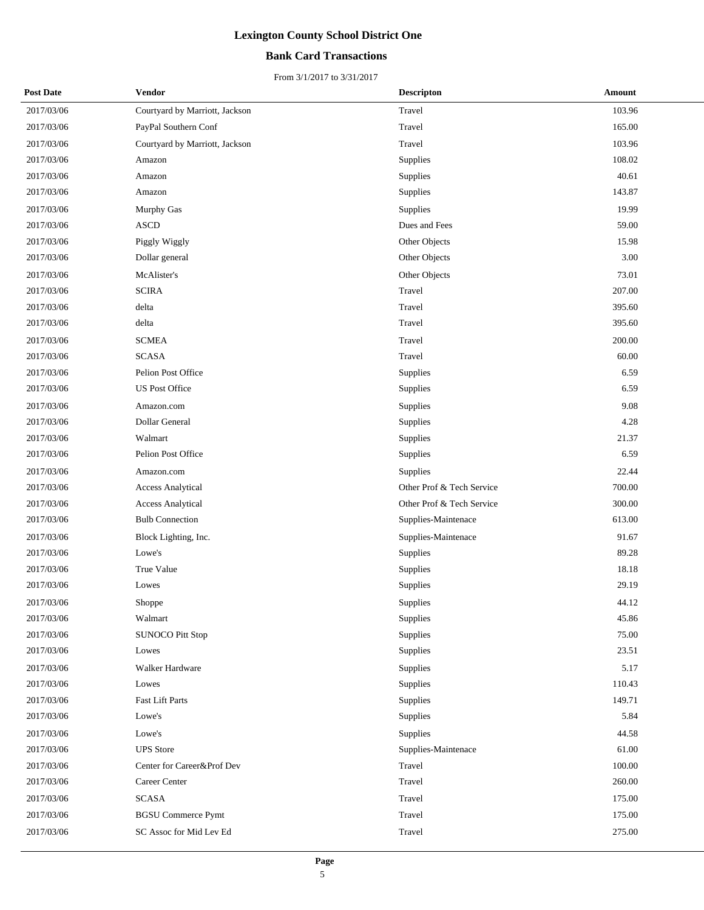# Lexington County School District One

## Bank Card Transactions

From 3/1/2017 to 3/31/2017

| Post Date | Vendor | Descripton | Amount |
|---|---|---|---|
| 2017/03/06 | Courtyard by Marriott, Jackson | Travel | 103.96 |
| 2017/03/06 | PayPal Southern Conf | Travel | 165.00 |
| 2017/03/06 | Courtyard by Marriott, Jackson | Travel | 103.96 |
| 2017/03/06 | Amazon | Supplies | 108.02 |
| 2017/03/06 | Amazon | Supplies | 40.61 |
| 2017/03/06 | Amazon | Supplies | 143.87 |
| 2017/03/06 | Murphy Gas | Supplies | 19.99 |
| 2017/03/06 | ASCD | Dues and Fees | 59.00 |
| 2017/03/06 | Piggly Wiggly | Other Objects | 15.98 |
| 2017/03/06 | Dollar general | Other Objects | 3.00 |
| 2017/03/06 | McAlister's | Other Objects | 73.01 |
| 2017/03/06 | SCIRA | Travel | 207.00 |
| 2017/03/06 | delta | Travel | 395.60 |
| 2017/03/06 | delta | Travel | 395.60 |
| 2017/03/06 | SCMEA | Travel | 200.00 |
| 2017/03/06 | SCASA | Travel | 60.00 |
| 2017/03/06 | Pelion Post Office | Supplies | 6.59 |
| 2017/03/06 | US Post Office | Supplies | 6.59 |
| 2017/03/06 | Amazon.com | Supplies | 9.08 |
| 2017/03/06 | Dollar General | Supplies | 4.28 |
| 2017/03/06 | Walmart | Supplies | 21.37 |
| 2017/03/06 | Pelion Post Office | Supplies | 6.59 |
| 2017/03/06 | Amazon.com | Supplies | 22.44 |
| 2017/03/06 | Access Analytical | Other Prof & Tech Service | 700.00 |
| 2017/03/06 | Access Analytical | Other Prof & Tech Service | 300.00 |
| 2017/03/06 | Bulb Connection | Supplies-Maintenace | 613.00 |
| 2017/03/06 | Block Lighting, Inc. | Supplies-Maintenace | 91.67 |
| 2017/03/06 | Lowe's | Supplies | 89.28 |
| 2017/03/06 | True Value | Supplies | 18.18 |
| 2017/03/06 | Lowes | Supplies | 29.19 |
| 2017/03/06 | Shoppe | Supplies | 44.12 |
| 2017/03/06 | Walmart | Supplies | 45.86 |
| 2017/03/06 | SUNOCO Pitt Stop | Supplies | 75.00 |
| 2017/03/06 | Lowes | Supplies | 23.51 |
| 2017/03/06 | Walker Hardware | Supplies | 5.17 |
| 2017/03/06 | Lowes | Supplies | 110.43 |
| 2017/03/06 | Fast Lift Parts | Supplies | 149.71 |
| 2017/03/06 | Lowe's | Supplies | 5.84 |
| 2017/03/06 | Lowe's | Supplies | 44.58 |
| 2017/03/06 | UPS Store | Supplies-Maintenace | 61.00 |
| 2017/03/06 | Center for Career&Prof Dev | Travel | 100.00 |
| 2017/03/06 | Career Center | Travel | 260.00 |
| 2017/03/06 | SCASA | Travel | 175.00 |
| 2017/03/06 | BGSU Commerce Pymt | Travel | 175.00 |
| 2017/03/06 | SC Assoc for Mid Lev Ed | Travel | 275.00 |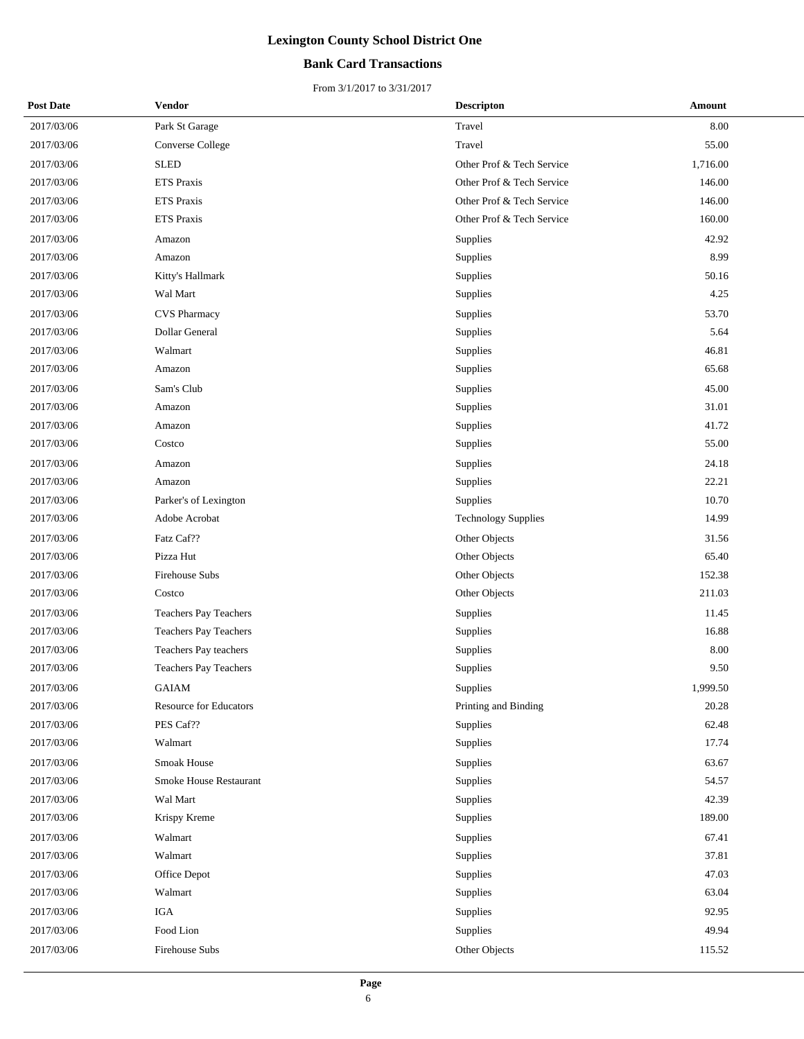# Lexington County School District One

## Bank Card Transactions

From 3/1/2017 to 3/31/2017

| Post Date | Vendor | Descripton | Amount |
|---|---|---|---|
| 2017/03/06 | Park St Garage | Travel | 8.00 |
| 2017/03/06 | Converse College | Travel | 55.00 |
| 2017/03/06 | SLED | Other Prof & Tech Service | 1,716.00 |
| 2017/03/06 | ETS Praxis | Other Prof & Tech Service | 146.00 |
| 2017/03/06 | ETS Praxis | Other Prof & Tech Service | 146.00 |
| 2017/03/06 | ETS Praxis | Other Prof & Tech Service | 160.00 |
| 2017/03/06 | Amazon | Supplies | 42.92 |
| 2017/03/06 | Amazon | Supplies | 8.99 |
| 2017/03/06 | Kitty's Hallmark | Supplies | 50.16 |
| 2017/03/06 | Wal Mart | Supplies | 4.25 |
| 2017/03/06 | CVS Pharmacy | Supplies | 53.70 |
| 2017/03/06 | Dollar General | Supplies | 5.64 |
| 2017/03/06 | Walmart | Supplies | 46.81 |
| 2017/03/06 | Amazon | Supplies | 65.68 |
| 2017/03/06 | Sam's Club | Supplies | 45.00 |
| 2017/03/06 | Amazon | Supplies | 31.01 |
| 2017/03/06 | Amazon | Supplies | 41.72 |
| 2017/03/06 | Costco | Supplies | 55.00 |
| 2017/03/06 | Amazon | Supplies | 24.18 |
| 2017/03/06 | Amazon | Supplies | 22.21 |
| 2017/03/06 | Parker's of Lexington | Supplies | 10.70 |
| 2017/03/06 | Adobe Acrobat | Technology Supplies | 14.99 |
| 2017/03/06 | Fatz Caf?? | Other Objects | 31.56 |
| 2017/03/06 | Pizza Hut | Other Objects | 65.40 |
| 2017/03/06 | Firehouse Subs | Other Objects | 152.38 |
| 2017/03/06 | Costco | Other Objects | 211.03 |
| 2017/03/06 | Teachers Pay Teachers | Supplies | 11.45 |
| 2017/03/06 | Teachers Pay Teachers | Supplies | 16.88 |
| 2017/03/06 | Teachers Pay teachers | Supplies | 8.00 |
| 2017/03/06 | Teachers Pay Teachers | Supplies | 9.50 |
| 2017/03/06 | GAIAM | Supplies | 1,999.50 |
| 2017/03/06 | Resource for Educators | Printing and Binding | 20.28 |
| 2017/03/06 | PES Caf?? | Supplies | 62.48 |
| 2017/03/06 | Walmart | Supplies | 17.74 |
| 2017/03/06 | Smoak House | Supplies | 63.67 |
| 2017/03/06 | Smoke House Restaurant | Supplies | 54.57 |
| 2017/03/06 | Wal Mart | Supplies | 42.39 |
| 2017/03/06 | Krispy Kreme | Supplies | 189.00 |
| 2017/03/06 | Walmart | Supplies | 67.41 |
| 2017/03/06 | Walmart | Supplies | 37.81 |
| 2017/03/06 | Office Depot | Supplies | 47.03 |
| 2017/03/06 | Walmart | Supplies | 63.04 |
| 2017/03/06 | IGA | Supplies | 92.95 |
| 2017/03/06 | Food Lion | Supplies | 49.94 |
| 2017/03/06 | Firehouse Subs | Other Objects | 115.52 |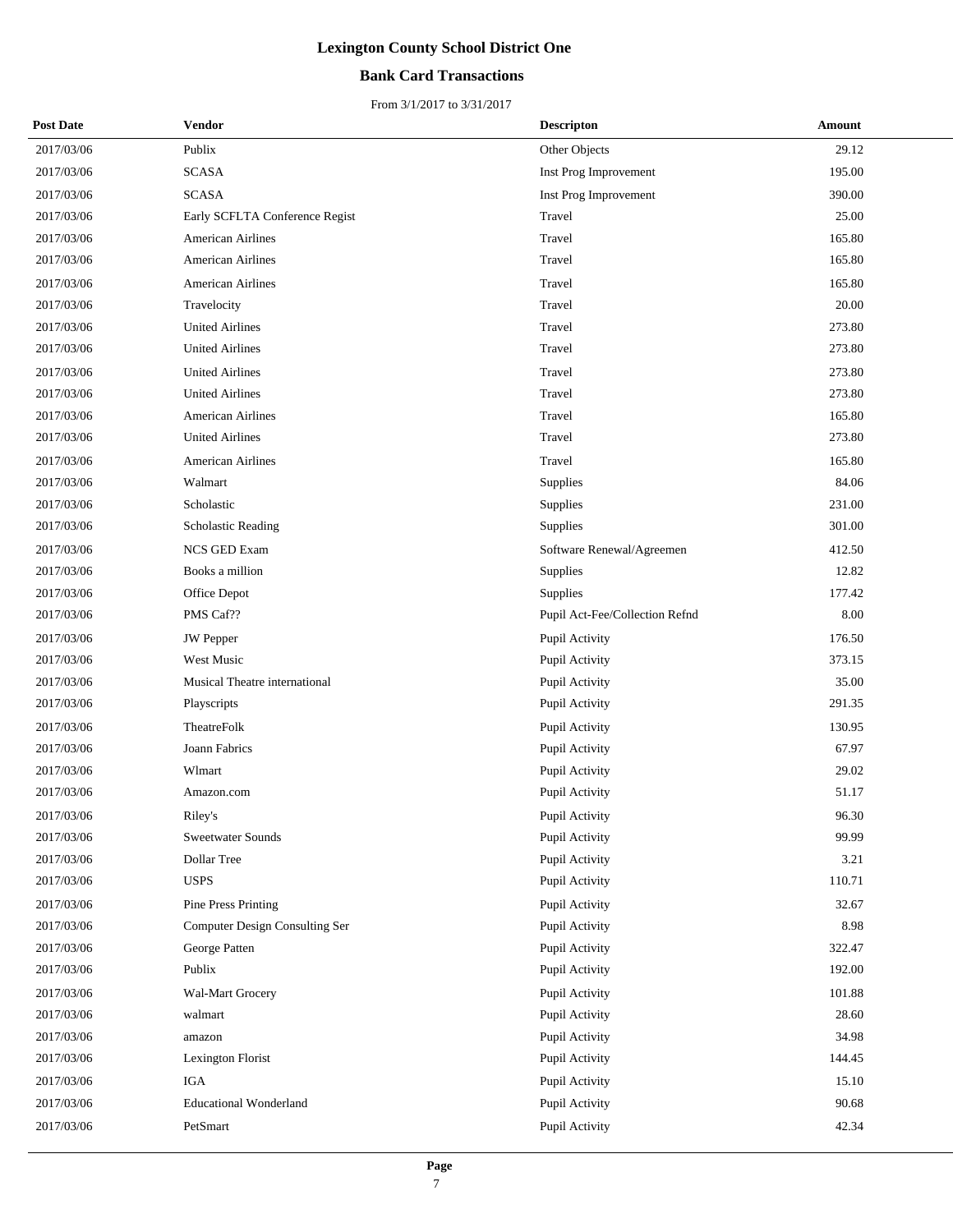# Lexington County School District One

## Bank Card Transactions

From 3/1/2017 to 3/31/2017

| Post Date | Vendor | Descripton | Amount |
|---|---|---|---|
| 2017/03/06 | Publix | Other Objects | 29.12 |
| 2017/03/06 | SCASA | Inst Prog Improvement | 195.00 |
| 2017/03/06 | SCASA | Inst Prog Improvement | 390.00 |
| 2017/03/06 | Early SCFLTA Conference Regist | Travel | 25.00 |
| 2017/03/06 | American Airlines | Travel | 165.80 |
| 2017/03/06 | American Airlines | Travel | 165.80 |
| 2017/03/06 | American Airlines | Travel | 165.80 |
| 2017/03/06 | Travelocity | Travel | 20.00 |
| 2017/03/06 | United Airlines | Travel | 273.80 |
| 2017/03/06 | United Airlines | Travel | 273.80 |
| 2017/03/06 | United Airlines | Travel | 273.80 |
| 2017/03/06 | United Airlines | Travel | 273.80 |
| 2017/03/06 | American Airlines | Travel | 165.80 |
| 2017/03/06 | United Airlines | Travel | 273.80 |
| 2017/03/06 | American Airlines | Travel | 165.80 |
| 2017/03/06 | Walmart | Supplies | 84.06 |
| 2017/03/06 | Scholastic | Supplies | 231.00 |
| 2017/03/06 | Scholastic Reading | Supplies | 301.00 |
| 2017/03/06 | NCS GED Exam | Software Renewal/Agreemen | 412.50 |
| 2017/03/06 | Books a million | Supplies | 12.82 |
| 2017/03/06 | Office Depot | Supplies | 177.42 |
| 2017/03/06 | PMS Caf?? | Pupil Act-Fee/Collection Refnd | 8.00 |
| 2017/03/06 | JW Pepper | Pupil Activity | 176.50 |
| 2017/03/06 | West Music | Pupil Activity | 373.15 |
| 2017/03/06 | Musical Theatre international | Pupil Activity | 35.00 |
| 2017/03/06 | Playscripts | Pupil Activity | 291.35 |
| 2017/03/06 | TheatreFolk | Pupil Activity | 130.95 |
| 2017/03/06 | Joann Fabrics | Pupil Activity | 67.97 |
| 2017/03/06 | Wlmart | Pupil Activity | 29.02 |
| 2017/03/06 | Amazon.com | Pupil Activity | 51.17 |
| 2017/03/06 | Riley's | Pupil Activity | 96.30 |
| 2017/03/06 | Sweetwater Sounds | Pupil Activity | 99.99 |
| 2017/03/06 | Dollar Tree | Pupil Activity | 3.21 |
| 2017/03/06 | USPS | Pupil Activity | 110.71 |
| 2017/03/06 | Pine Press Printing | Pupil Activity | 32.67 |
| 2017/03/06 | Computer Design Consulting Ser | Pupil Activity | 8.98 |
| 2017/03/06 | George Patten | Pupil Activity | 322.47 |
| 2017/03/06 | Publix | Pupil Activity | 192.00 |
| 2017/03/06 | Wal-Mart Grocery | Pupil Activity | 101.88 |
| 2017/03/06 | walmart | Pupil Activity | 28.60 |
| 2017/03/06 | amazon | Pupil Activity | 34.98 |
| 2017/03/06 | Lexington Florist | Pupil Activity | 144.45 |
| 2017/03/06 | IGA | Pupil Activity | 15.10 |
| 2017/03/06 | Educational Wonderland | Pupil Activity | 90.68 |
| 2017/03/06 | PetSmart | Pupil Activity | 42.34 |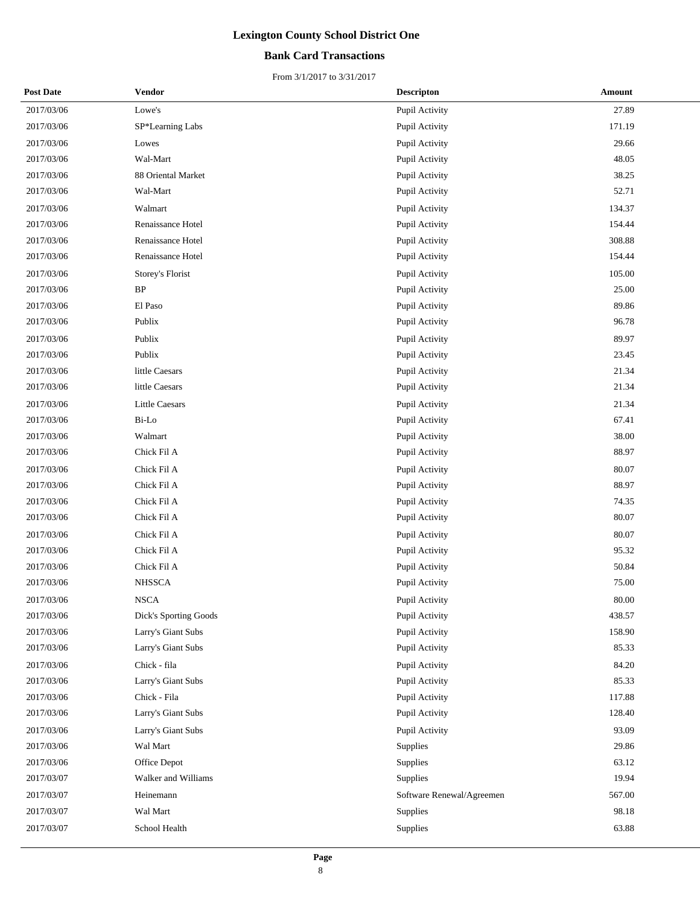# Lexington County School District One

## Bank Card Transactions

From 3/1/2017 to 3/31/2017

| Post Date | Vendor | Descripton | Amount |
|---|---|---|---|
| 2017/03/06 | Lowe's | Pupil Activity | 27.89 |
| 2017/03/06 | SP*Learning Labs | Pupil Activity | 171.19 |
| 2017/03/06 | Lowes | Pupil Activity | 29.66 |
| 2017/03/06 | Wal-Mart | Pupil Activity | 48.05 |
| 2017/03/06 | 88 Oriental Market | Pupil Activity | 38.25 |
| 2017/03/06 | Wal-Mart | Pupil Activity | 52.71 |
| 2017/03/06 | Walmart | Pupil Activity | 134.37 |
| 2017/03/06 | Renaissance Hotel | Pupil Activity | 154.44 |
| 2017/03/06 | Renaissance Hotel | Pupil Activity | 308.88 |
| 2017/03/06 | Renaissance Hotel | Pupil Activity | 154.44 |
| 2017/03/06 | Storey's Florist | Pupil Activity | 105.00 |
| 2017/03/06 | BP | Pupil Activity | 25.00 |
| 2017/03/06 | El Paso | Pupil Activity | 89.86 |
| 2017/03/06 | Publix | Pupil Activity | 96.78 |
| 2017/03/06 | Publix | Pupil Activity | 89.97 |
| 2017/03/06 | Publix | Pupil Activity | 23.45 |
| 2017/03/06 | little Caesars | Pupil Activity | 21.34 |
| 2017/03/06 | little Caesars | Pupil Activity | 21.34 |
| 2017/03/06 | Little Caesars | Pupil Activity | 21.34 |
| 2017/03/06 | Bi-Lo | Pupil Activity | 67.41 |
| 2017/03/06 | Walmart | Pupil Activity | 38.00 |
| 2017/03/06 | Chick Fil A | Pupil Activity | 88.97 |
| 2017/03/06 | Chick Fil A | Pupil Activity | 80.07 |
| 2017/03/06 | Chick Fil A | Pupil Activity | 88.97 |
| 2017/03/06 | Chick Fil A | Pupil Activity | 74.35 |
| 2017/03/06 | Chick Fil A | Pupil Activity | 80.07 |
| 2017/03/06 | Chick Fil A | Pupil Activity | 80.07 |
| 2017/03/06 | Chick Fil A | Pupil Activity | 95.32 |
| 2017/03/06 | Chick Fil A | Pupil Activity | 50.84 |
| 2017/03/06 | NHSSCA | Pupil Activity | 75.00 |
| 2017/03/06 | NSCA | Pupil Activity | 80.00 |
| 2017/03/06 | Dick's Sporting Goods | Pupil Activity | 438.57 |
| 2017/03/06 | Larry's Giant Subs | Pupil Activity | 158.90 |
| 2017/03/06 | Larry's Giant Subs | Pupil Activity | 85.33 |
| 2017/03/06 | Chick - fila | Pupil Activity | 84.20 |
| 2017/03/06 | Larry's Giant Subs | Pupil Activity | 85.33 |
| 2017/03/06 | Chick - Fila | Pupil Activity | 117.88 |
| 2017/03/06 | Larry's Giant Subs | Pupil Activity | 128.40 |
| 2017/03/06 | Larry's Giant Subs | Pupil Activity | 93.09 |
| 2017/03/06 | Wal Mart | Supplies | 29.86 |
| 2017/03/06 | Office Depot | Supplies | 63.12 |
| 2017/03/07 | Walker and Williams | Supplies | 19.94 |
| 2017/03/07 | Heinemann | Software Renewal/Agreemen | 567.00 |
| 2017/03/07 | Wal Mart | Supplies | 98.18 |
| 2017/03/07 | School Health | Supplies | 63.88 |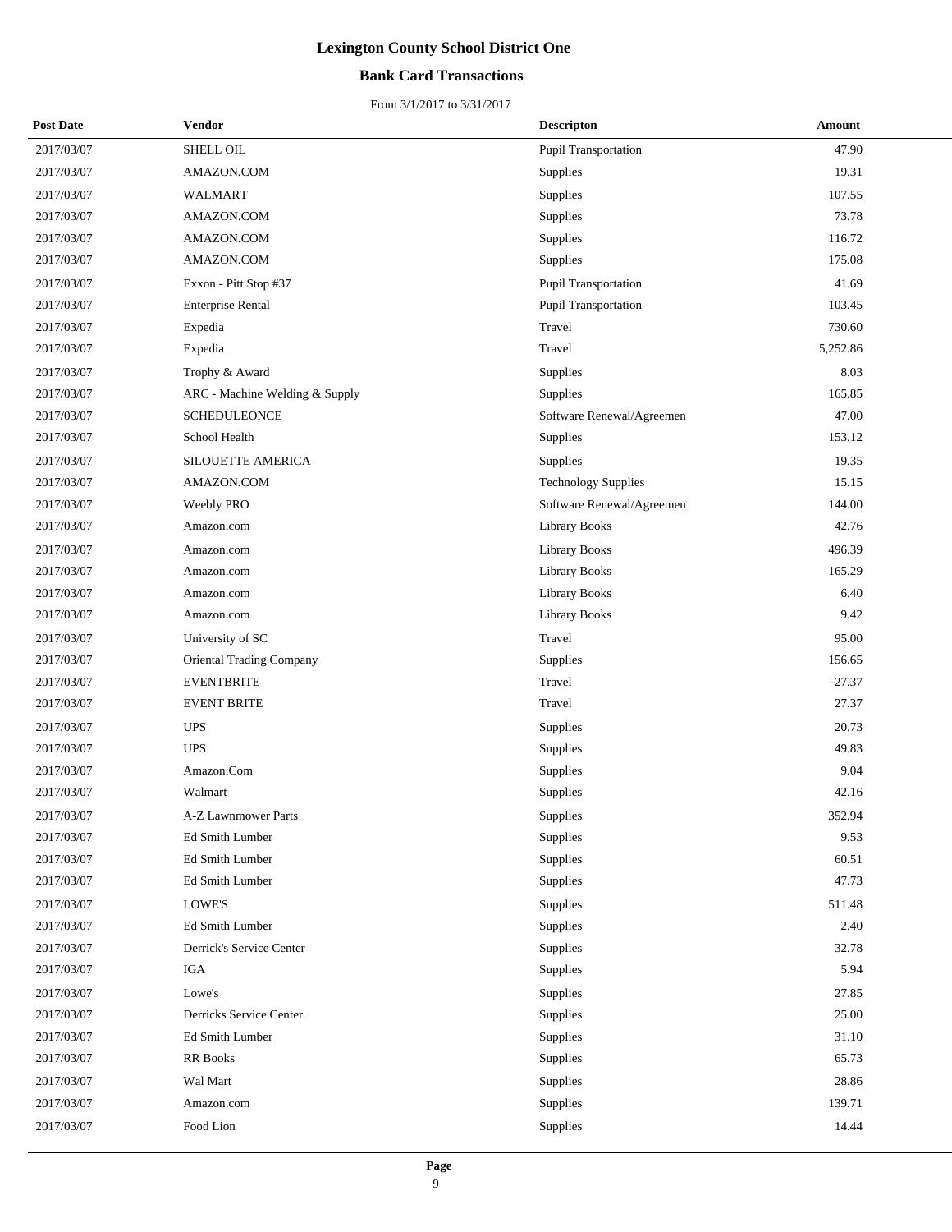# Lexington County School District One

## Bank Card Transactions

From 3/1/2017 to 3/31/2017

| Post Date | Vendor | Descripton | Amount |
|---|---|---|---|
| 2017/03/07 | SHELL OIL | Pupil Transportation | 47.90 |
| 2017/03/07 | AMAZON.COM | Supplies | 19.31 |
| 2017/03/07 | WALMART | Supplies | 107.55 |
| 2017/03/07 | AMAZON.COM | Supplies | 73.78 |
| 2017/03/07 | AMAZON.COM | Supplies | 116.72 |
| 2017/03/07 | AMAZON.COM | Supplies | 175.08 |
| 2017/03/07 | Exxon - Pitt Stop #37 | Pupil Transportation | 41.69 |
| 2017/03/07 | Enterprise Rental | Pupil Transportation | 103.45 |
| 2017/03/07 | Expedia | Travel | 730.60 |
| 2017/03/07 | Expedia | Travel | 5,252.86 |
| 2017/03/07 | Trophy & Award | Supplies | 8.03 |
| 2017/03/07 | ARC - Machine Welding & Supply | Supplies | 165.85 |
| 2017/03/07 | SCHEDULEONCE | Software Renewal/Agreemen | 47.00 |
| 2017/03/07 | School Health | Supplies | 153.12 |
| 2017/03/07 | SILOUETTE AMERICA | Supplies | 19.35 |
| 2017/03/07 | AMAZON.COM | Technology Supplies | 15.15 |
| 2017/03/07 | Weebly PRO | Software Renewal/Agreemen | 144.00 |
| 2017/03/07 | Amazon.com | Library Books | 42.76 |
| 2017/03/07 | Amazon.com | Library Books | 496.39 |
| 2017/03/07 | Amazon.com | Library Books | 165.29 |
| 2017/03/07 | Amazon.com | Library Books | 6.40 |
| 2017/03/07 | Amazon.com | Library Books | 9.42 |
| 2017/03/07 | University of SC | Travel | 95.00 |
| 2017/03/07 | Oriental Trading Company | Supplies | 156.65 |
| 2017/03/07 | EVENTBRITE | Travel | -27.37 |
| 2017/03/07 | EVENT BRITE | Travel | 27.37 |
| 2017/03/07 | UPS | Supplies | 20.73 |
| 2017/03/07 | UPS | Supplies | 49.83 |
| 2017/03/07 | Amazon.Com | Supplies | 9.04 |
| 2017/03/07 | Walmart | Supplies | 42.16 |
| 2017/03/07 | A-Z Lawnmower Parts | Supplies | 352.94 |
| 2017/03/07 | Ed Smith Lumber | Supplies | 9.53 |
| 2017/03/07 | Ed Smith Lumber | Supplies | 60.51 |
| 2017/03/07 | Ed Smith Lumber | Supplies | 47.73 |
| 2017/03/07 | LOWE'S | Supplies | 511.48 |
| 2017/03/07 | Ed Smith Lumber | Supplies | 2.40 |
| 2017/03/07 | Derrick's Service Center | Supplies | 32.78 |
| 2017/03/07 | IGA | Supplies | 5.94 |
| 2017/03/07 | Lowe's | Supplies | 27.85 |
| 2017/03/07 | Derricks Service Center | Supplies | 25.00 |
| 2017/03/07 | Ed Smith Lumber | Supplies | 31.10 |
| 2017/03/07 | RR Books | Supplies | 65.73 |
| 2017/03/07 | Wal Mart | Supplies | 28.86 |
| 2017/03/07 | Amazon.com | Supplies | 139.71 |
| 2017/03/07 | Food Lion | Supplies | 14.44 |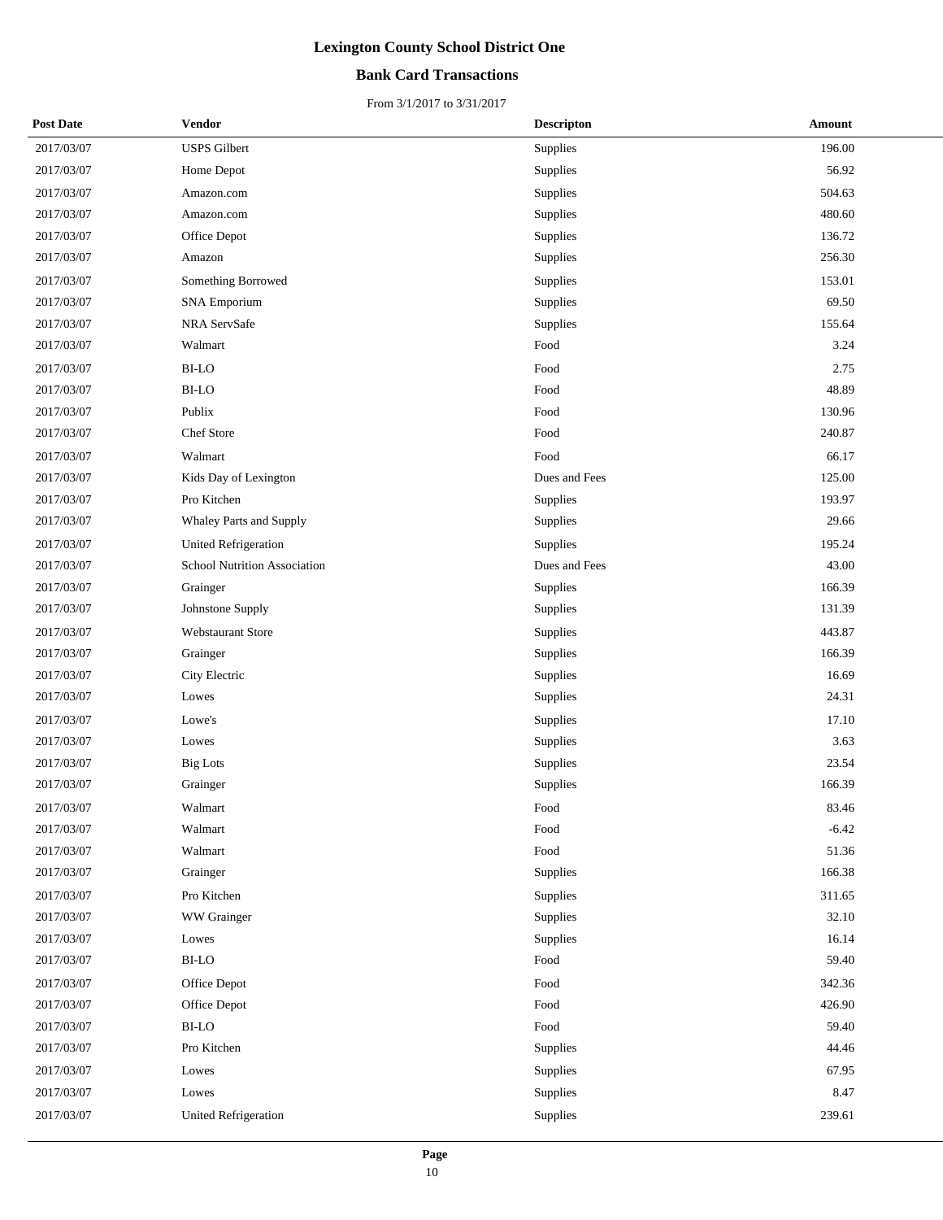# Lexington County School District One

## Bank Card Transactions

From 3/1/2017 to 3/31/2017

| Post Date | Vendor | Descripton | Amount |
|---|---|---|---|
| 2017/03/07 | USPS Gilbert | Supplies | 196.00 |
| 2017/03/07 | Home Depot | Supplies | 56.92 |
| 2017/03/07 | Amazon.com | Supplies | 504.63 |
| 2017/03/07 | Amazon.com | Supplies | 480.60 |
| 2017/03/07 | Office Depot | Supplies | 136.72 |
| 2017/03/07 | Amazon | Supplies | 256.30 |
| 2017/03/07 | Something Borrowed | Supplies | 153.01 |
| 2017/03/07 | SNA Emporium | Supplies | 69.50 |
| 2017/03/07 | NRA ServSafe | Supplies | 155.64 |
| 2017/03/07 | Walmart | Food | 3.24 |
| 2017/03/07 | BI-LO | Food | 2.75 |
| 2017/03/07 | BI-LO | Food | 48.89 |
| 2017/03/07 | Publix | Food | 130.96 |
| 2017/03/07 | Chef Store | Food | 240.87 |
| 2017/03/07 | Walmart | Food | 66.17 |
| 2017/03/07 | Kids Day of Lexington | Dues and Fees | 125.00 |
| 2017/03/07 | Pro Kitchen | Supplies | 193.97 |
| 2017/03/07 | Whaley Parts and Supply | Supplies | 29.66 |
| 2017/03/07 | United Refrigeration | Supplies | 195.24 |
| 2017/03/07 | School Nutrition Association | Dues and Fees | 43.00 |
| 2017/03/07 | Grainger | Supplies | 166.39 |
| 2017/03/07 | Johnstone Supply | Supplies | 131.39 |
| 2017/03/07 | Webstaurant Store | Supplies | 443.87 |
| 2017/03/07 | Grainger | Supplies | 166.39 |
| 2017/03/07 | City Electric | Supplies | 16.69 |
| 2017/03/07 | Lowes | Supplies | 24.31 |
| 2017/03/07 | Lowe's | Supplies | 17.10 |
| 2017/03/07 | Lowes | Supplies | 3.63 |
| 2017/03/07 | Big Lots | Supplies | 23.54 |
| 2017/03/07 | Grainger | Supplies | 166.39 |
| 2017/03/07 | Walmart | Food | 83.46 |
| 2017/03/07 | Walmart | Food | -6.42 |
| 2017/03/07 | Walmart | Food | 51.36 |
| 2017/03/07 | Grainger | Supplies | 166.38 |
| 2017/03/07 | Pro Kitchen | Supplies | 311.65 |
| 2017/03/07 | WW Grainger | Supplies | 32.10 |
| 2017/03/07 | Lowes | Supplies | 16.14 |
| 2017/03/07 | BI-LO | Food | 59.40 |
| 2017/03/07 | Office Depot | Food | 342.36 |
| 2017/03/07 | Office Depot | Food | 426.90 |
| 2017/03/07 | BI-LO | Food | 59.40 |
| 2017/03/07 | Pro Kitchen | Supplies | 44.46 |
| 2017/03/07 | Lowes | Supplies | 67.95 |
| 2017/03/07 | Lowes | Supplies | 8.47 |
| 2017/03/07 | United Refrigeration | Supplies | 239.61 |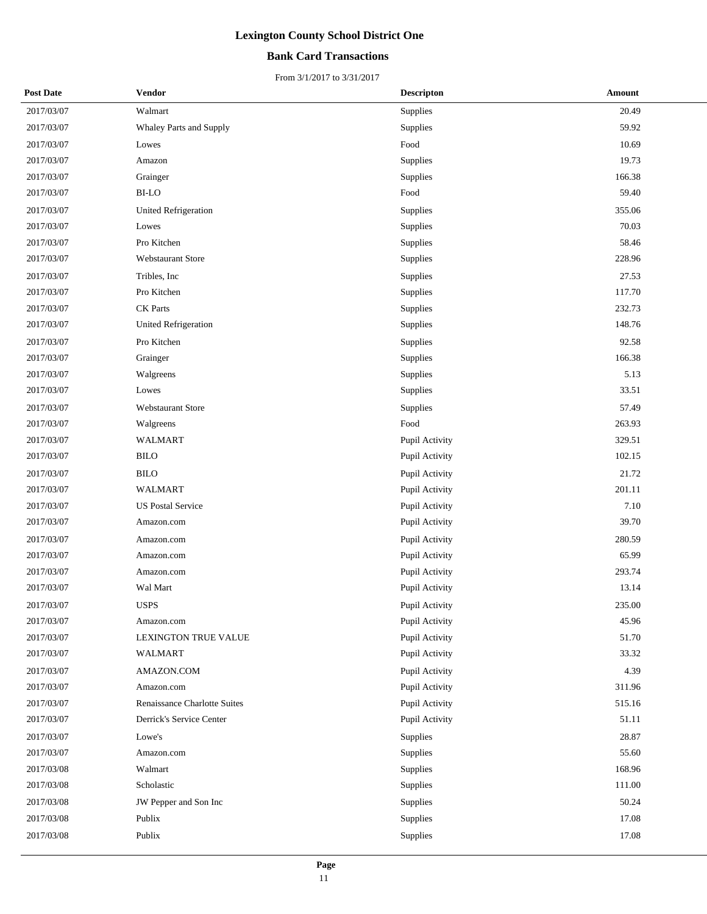# Lexington County School District One

## Bank Card Transactions

From 3/1/2017 to 3/31/2017

| Post Date | Vendor | Descripton | Amount |
|---|---|---|---|
| 2017/03/07 | Walmart | Supplies | 20.49 |
| 2017/03/07 | Whaley Parts and Supply | Supplies | 59.92 |
| 2017/03/07 | Lowes | Food | 10.69 |
| 2017/03/07 | Amazon | Supplies | 19.73 |
| 2017/03/07 | Grainger | Supplies | 166.38 |
| 2017/03/07 | BI-LO | Food | 59.40 |
| 2017/03/07 | United Refrigeration | Supplies | 355.06 |
| 2017/03/07 | Lowes | Supplies | 70.03 |
| 2017/03/07 | Pro Kitchen | Supplies | 58.46 |
| 2017/03/07 | Webstaurant Store | Supplies | 228.96 |
| 2017/03/07 | Tribles, Inc | Supplies | 27.53 |
| 2017/03/07 | Pro Kitchen | Supplies | 117.70 |
| 2017/03/07 | CK Parts | Supplies | 232.73 |
| 2017/03/07 | United Refrigeration | Supplies | 148.76 |
| 2017/03/07 | Pro Kitchen | Supplies | 92.58 |
| 2017/03/07 | Grainger | Supplies | 166.38 |
| 2017/03/07 | Walgreens | Supplies | 5.13 |
| 2017/03/07 | Lowes | Supplies | 33.51 |
| 2017/03/07 | Webstaurant Store | Supplies | 57.49 |
| 2017/03/07 | Walgreens | Food | 263.93 |
| 2017/03/07 | WALMART | Pupil Activity | 329.51 |
| 2017/03/07 | BILO | Pupil Activity | 102.15 |
| 2017/03/07 | BILO | Pupil Activity | 21.72 |
| 2017/03/07 | WALMART | Pupil Activity | 201.11 |
| 2017/03/07 | US Postal Service | Pupil Activity | 7.10 |
| 2017/03/07 | Amazon.com | Pupil Activity | 39.70 |
| 2017/03/07 | Amazon.com | Pupil Activity | 280.59 |
| 2017/03/07 | Amazon.com | Pupil Activity | 65.99 |
| 2017/03/07 | Amazon.com | Pupil Activity | 293.74 |
| 2017/03/07 | Wal Mart | Pupil Activity | 13.14 |
| 2017/03/07 | USPS | Pupil Activity | 235.00 |
| 2017/03/07 | Amazon.com | Pupil Activity | 45.96 |
| 2017/03/07 | LEXINGTON TRUE VALUE | Pupil Activity | 51.70 |
| 2017/03/07 | WALMART | Pupil Activity | 33.32 |
| 2017/03/07 | AMAZON.COM | Pupil Activity | 4.39 |
| 2017/03/07 | Amazon.com | Pupil Activity | 311.96 |
| 2017/03/07 | Renaissance Charlotte Suites | Pupil Activity | 515.16 |
| 2017/03/07 | Derrick's Service Center | Pupil Activity | 51.11 |
| 2017/03/07 | Lowe's | Supplies | 28.87 |
| 2017/03/07 | Amazon.com | Supplies | 55.60 |
| 2017/03/08 | Walmart | Supplies | 168.96 |
| 2017/03/08 | Scholastic | Supplies | 111.00 |
| 2017/03/08 | JW Pepper and Son Inc | Supplies | 50.24 |
| 2017/03/08 | Publix | Supplies | 17.08 |
| 2017/03/08 | Publix | Supplies | 17.08 |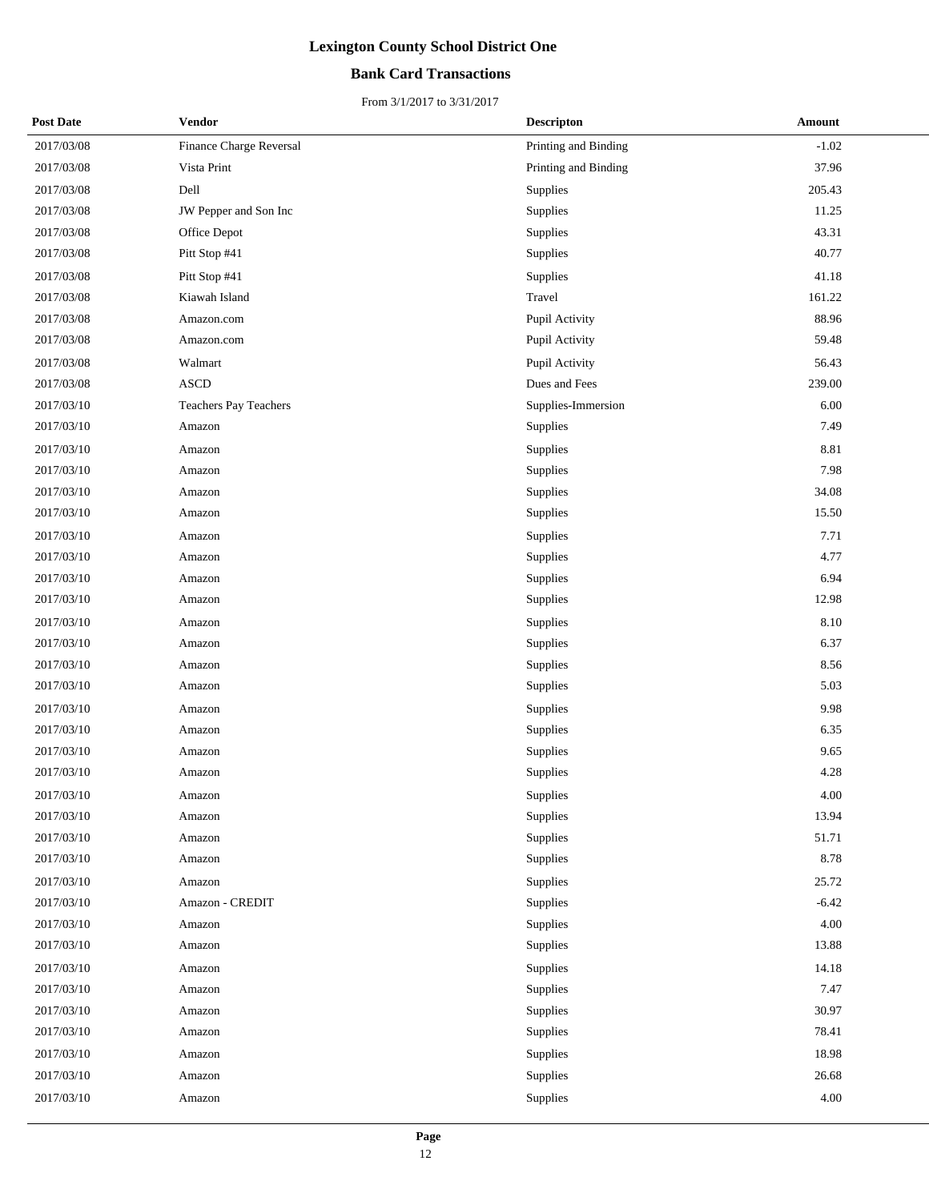# Lexington County School District One

## Bank Card Transactions

From 3/1/2017 to 3/31/2017

| Post Date | Vendor | Descripton | Amount |
|---|---|---|---|
| 2017/03/08 | Finance Charge Reversal | Printing and Binding | -1.02 |
| 2017/03/08 | Vista Print | Printing and Binding | 37.96 |
| 2017/03/08 | Dell | Supplies | 205.43 |
| 2017/03/08 | JW Pepper and Son Inc | Supplies | 11.25 |
| 2017/03/08 | Office Depot | Supplies | 43.31 |
| 2017/03/08 | Pitt Stop #41 | Supplies | 40.77 |
| 2017/03/08 | Pitt Stop #41 | Supplies | 41.18 |
| 2017/03/08 | Kiawah Island | Travel | 161.22 |
| 2017/03/08 | Amazon.com | Pupil Activity | 88.96 |
| 2017/03/08 | Amazon.com | Pupil Activity | 59.48 |
| 2017/03/08 | Walmart | Pupil Activity | 56.43 |
| 2017/03/08 | ASCD | Dues and Fees | 239.00 |
| 2017/03/10 | Teachers Pay Teachers | Supplies-Immersion | 6.00 |
| 2017/03/10 | Amazon | Supplies | 7.49 |
| 2017/03/10 | Amazon | Supplies | 8.81 |
| 2017/03/10 | Amazon | Supplies | 7.98 |
| 2017/03/10 | Amazon | Supplies | 34.08 |
| 2017/03/10 | Amazon | Supplies | 15.50 |
| 2017/03/10 | Amazon | Supplies | 7.71 |
| 2017/03/10 | Amazon | Supplies | 4.77 |
| 2017/03/10 | Amazon | Supplies | 6.94 |
| 2017/03/10 | Amazon | Supplies | 12.98 |
| 2017/03/10 | Amazon | Supplies | 8.10 |
| 2017/03/10 | Amazon | Supplies | 6.37 |
| 2017/03/10 | Amazon | Supplies | 8.56 |
| 2017/03/10 | Amazon | Supplies | 5.03 |
| 2017/03/10 | Amazon | Supplies | 9.98 |
| 2017/03/10 | Amazon | Supplies | 6.35 |
| 2017/03/10 | Amazon | Supplies | 9.65 |
| 2017/03/10 | Amazon | Supplies | 4.28 |
| 2017/03/10 | Amazon | Supplies | 4.00 |
| 2017/03/10 | Amazon | Supplies | 13.94 |
| 2017/03/10 | Amazon | Supplies | 51.71 |
| 2017/03/10 | Amazon | Supplies | 8.78 |
| 2017/03/10 | Amazon | Supplies | 25.72 |
| 2017/03/10 | Amazon - CREDIT | Supplies | -6.42 |
| 2017/03/10 | Amazon | Supplies | 4.00 |
| 2017/03/10 | Amazon | Supplies | 13.88 |
| 2017/03/10 | Amazon | Supplies | 14.18 |
| 2017/03/10 | Amazon | Supplies | 7.47 |
| 2017/03/10 | Amazon | Supplies | 30.97 |
| 2017/03/10 | Amazon | Supplies | 78.41 |
| 2017/03/10 | Amazon | Supplies | 18.98 |
| 2017/03/10 | Amazon | Supplies | 26.68 |
| 2017/03/10 | Amazon | Supplies | 4.00 |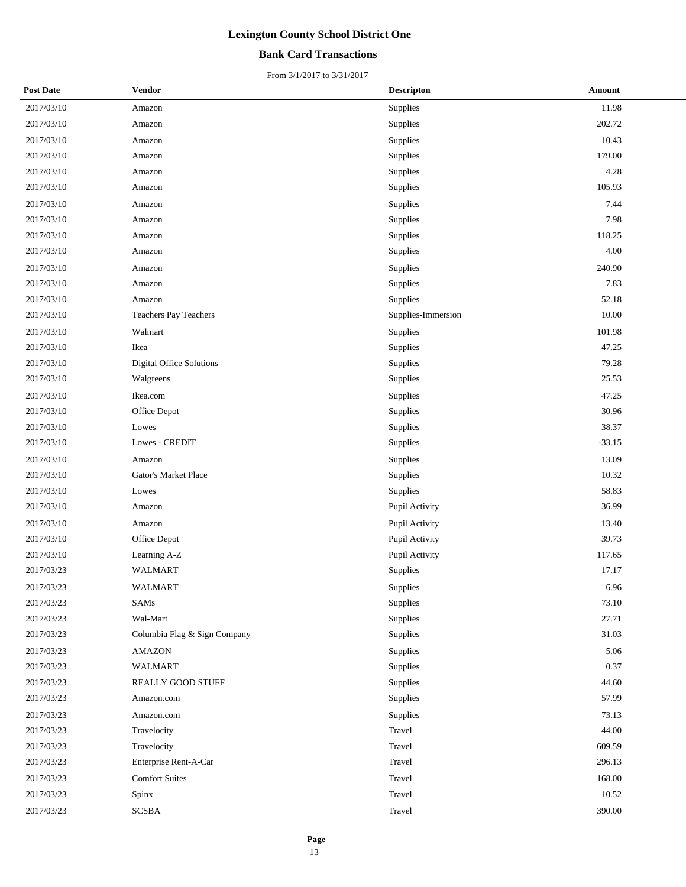# Lexington County School District One

## Bank Card Transactions

From 3/1/2017 to 3/31/2017

| Post Date | Vendor | Descripton | Amount |
|---|---|---|---|
| 2017/03/10 | Amazon | Supplies | 11.98 |
| 2017/03/10 | Amazon | Supplies | 202.72 |
| 2017/03/10 | Amazon | Supplies | 10.43 |
| 2017/03/10 | Amazon | Supplies | 179.00 |
| 2017/03/10 | Amazon | Supplies | 4.28 |
| 2017/03/10 | Amazon | Supplies | 105.93 |
| 2017/03/10 | Amazon | Supplies | 7.44 |
| 2017/03/10 | Amazon | Supplies | 7.98 |
| 2017/03/10 | Amazon | Supplies | 118.25 |
| 2017/03/10 | Amazon | Supplies | 4.00 |
| 2017/03/10 | Amazon | Supplies | 240.90 |
| 2017/03/10 | Amazon | Supplies | 7.83 |
| 2017/03/10 | Amazon | Supplies | 52.18 |
| 2017/03/10 | Teachers Pay Teachers | Supplies-Immersion | 10.00 |
| 2017/03/10 | Walmart | Supplies | 101.98 |
| 2017/03/10 | Ikea | Supplies | 47.25 |
| 2017/03/10 | Digital Office Solutions | Supplies | 79.28 |
| 2017/03/10 | Walgreens | Supplies | 25.53 |
| 2017/03/10 | Ikea.com | Supplies | 47.25 |
| 2017/03/10 | Office Depot | Supplies | 30.96 |
| 2017/03/10 | Lowes | Supplies | 38.37 |
| 2017/03/10 | Lowes - CREDIT | Supplies | -33.15 |
| 2017/03/10 | Amazon | Supplies | 13.09 |
| 2017/03/10 | Gator's Market Place | Supplies | 10.32 |
| 2017/03/10 | Lowes | Supplies | 58.83 |
| 2017/03/10 | Amazon | Pupil Activity | 36.99 |
| 2017/03/10 | Amazon | Pupil Activity | 13.40 |
| 2017/03/10 | Office Depot | Pupil Activity | 39.73 |
| 2017/03/10 | Learning A-Z | Pupil Activity | 117.65 |
| 2017/03/23 | WALMART | Supplies | 17.17 |
| 2017/03/23 | WALMART | Supplies | 6.96 |
| 2017/03/23 | SAMs | Supplies | 73.10 |
| 2017/03/23 | Wal-Mart | Supplies | 27.71 |
| 2017/03/23 | Columbia Flag & Sign Company | Supplies | 31.03 |
| 2017/03/23 | AMAZON | Supplies | 5.06 |
| 2017/03/23 | WALMART | Supplies | 0.37 |
| 2017/03/23 | REALLY GOOD STUFF | Supplies | 44.60 |
| 2017/03/23 | Amazon.com | Supplies | 57.99 |
| 2017/03/23 | Amazon.com | Supplies | 73.13 |
| 2017/03/23 | Travelocity | Travel | 44.00 |
| 2017/03/23 | Travelocity | Travel | 609.59 |
| 2017/03/23 | Enterprise Rent-A-Car | Travel | 296.13 |
| 2017/03/23 | Comfort Suites | Travel | 168.00 |
| 2017/03/23 | Spinx | Travel | 10.52 |
| 2017/03/23 | SCSBA | Travel | 390.00 |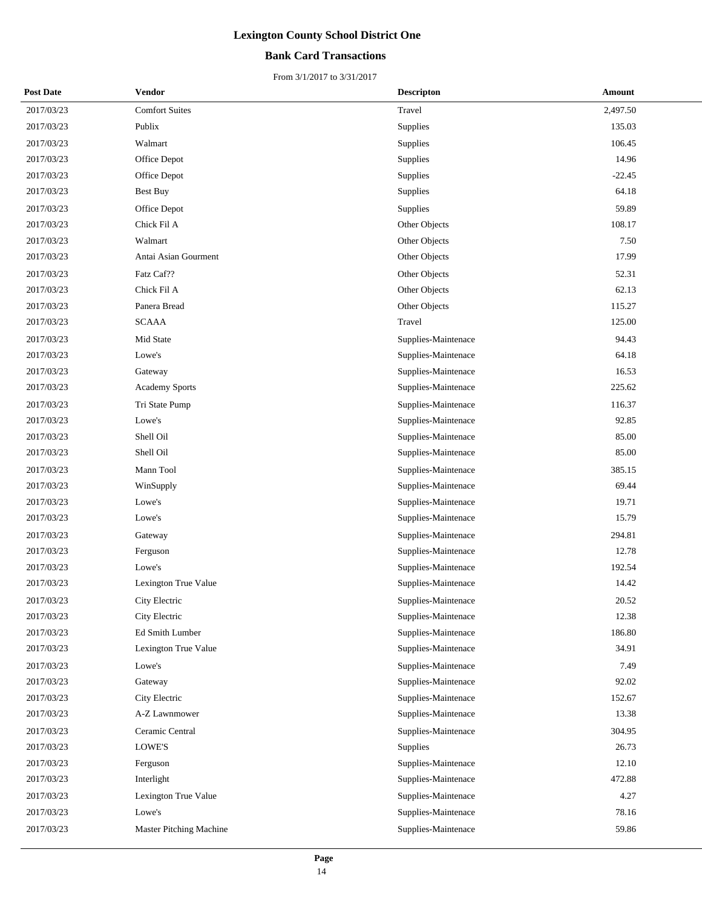# Lexington County School District One

## Bank Card Transactions

From 3/1/2017 to 3/31/2017

| Post Date | Vendor | Descripton | Amount |
|---|---|---|---|
| 2017/03/23 | Comfort Suites | Travel | 2,497.50 |
| 2017/03/23 | Publix | Supplies | 135.03 |
| 2017/03/23 | Walmart | Supplies | 106.45 |
| 2017/03/23 | Office Depot | Supplies | 14.96 |
| 2017/03/23 | Office Depot | Supplies | -22.45 |
| 2017/03/23 | Best Buy | Supplies | 64.18 |
| 2017/03/23 | Office Depot | Supplies | 59.89 |
| 2017/03/23 | Chick Fil A | Other Objects | 108.17 |
| 2017/03/23 | Walmart | Other Objects | 7.50 |
| 2017/03/23 | Antai Asian Gourment | Other Objects | 17.99 |
| 2017/03/23 | Fatz Caf?? | Other Objects | 52.31 |
| 2017/03/23 | Chick Fil A | Other Objects | 62.13 |
| 2017/03/23 | Panera Bread | Other Objects | 115.27 |
| 2017/03/23 | SCAAA | Travel | 125.00 |
| 2017/03/23 | Mid State | Supplies-Maintenace | 94.43 |
| 2017/03/23 | Lowe's | Supplies-Maintenace | 64.18 |
| 2017/03/23 | Gateway | Supplies-Maintenace | 16.53 |
| 2017/03/23 | Academy Sports | Supplies-Maintenace | 225.62 |
| 2017/03/23 | Tri State Pump | Supplies-Maintenace | 116.37 |
| 2017/03/23 | Lowe's | Supplies-Maintenace | 92.85 |
| 2017/03/23 | Shell Oil | Supplies-Maintenace | 85.00 |
| 2017/03/23 | Shell Oil | Supplies-Maintenace | 85.00 |
| 2017/03/23 | Mann Tool | Supplies-Maintenace | 385.15 |
| 2017/03/23 | WinSupply | Supplies-Maintenace | 69.44 |
| 2017/03/23 | Lowe's | Supplies-Maintenace | 19.71 |
| 2017/03/23 | Lowe's | Supplies-Maintenace | 15.79 |
| 2017/03/23 | Gateway | Supplies-Maintenace | 294.81 |
| 2017/03/23 | Ferguson | Supplies-Maintenace | 12.78 |
| 2017/03/23 | Lowe's | Supplies-Maintenace | 192.54 |
| 2017/03/23 | Lexington True Value | Supplies-Maintenace | 14.42 |
| 2017/03/23 | City Electric | Supplies-Maintenace | 20.52 |
| 2017/03/23 | City Electric | Supplies-Maintenace | 12.38 |
| 2017/03/23 | Ed Smith Lumber | Supplies-Maintenace | 186.80 |
| 2017/03/23 | Lexington True Value | Supplies-Maintenace | 34.91 |
| 2017/03/23 | Lowe's | Supplies-Maintenace | 7.49 |
| 2017/03/23 | Gateway | Supplies-Maintenace | 92.02 |
| 2017/03/23 | City Electric | Supplies-Maintenace | 152.67 |
| 2017/03/23 | A-Z Lawnmower | Supplies-Maintenace | 13.38 |
| 2017/03/23 | Ceramic Central | Supplies-Maintenace | 304.95 |
| 2017/03/23 | LOWE'S | Supplies | 26.73 |
| 2017/03/23 | Ferguson | Supplies-Maintenace | 12.10 |
| 2017/03/23 | Interlight | Supplies-Maintenace | 472.88 |
| 2017/03/23 | Lexington True Value | Supplies-Maintenace | 4.27 |
| 2017/03/23 | Lowe's | Supplies-Maintenace | 78.16 |
| 2017/03/23 | Master Pitching Machine | Supplies-Maintenace | 59.86 |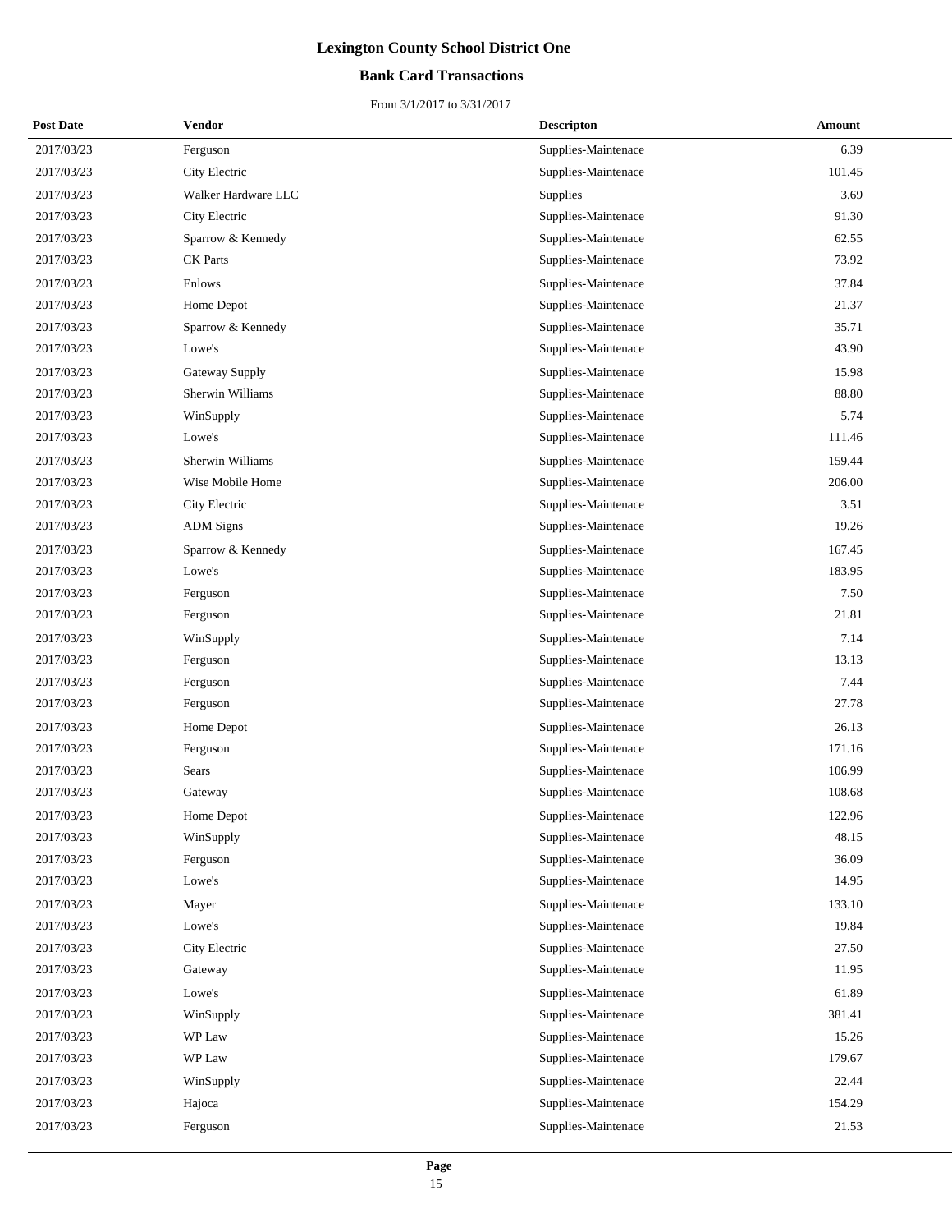# Lexington County School District One

## Bank Card Transactions

From 3/1/2017 to 3/31/2017

| Post Date | Vendor | Descripton | Amount |
|---|---|---|---|
| 2017/03/23 | Ferguson | Supplies-Maintenace | 6.39 |
| 2017/03/23 | City Electric | Supplies-Maintenace | 101.45 |
| 2017/03/23 | Walker Hardware LLC | Supplies | 3.69 |
| 2017/03/23 | City Electric | Supplies-Maintenace | 91.30 |
| 2017/03/23 | Sparrow & Kennedy | Supplies-Maintenace | 62.55 |
| 2017/03/23 | CK Parts | Supplies-Maintenace | 73.92 |
| 2017/03/23 | Enlows | Supplies-Maintenace | 37.84 |
| 2017/03/23 | Home Depot | Supplies-Maintenace | 21.37 |
| 2017/03/23 | Sparrow & Kennedy | Supplies-Maintenace | 35.71 |
| 2017/03/23 | Lowe's | Supplies-Maintenace | 43.90 |
| 2017/03/23 | Gateway Supply | Supplies-Maintenace | 15.98 |
| 2017/03/23 | Sherwin Williams | Supplies-Maintenace | 88.80 |
| 2017/03/23 | WinSupply | Supplies-Maintenace | 5.74 |
| 2017/03/23 | Lowe's | Supplies-Maintenace | 111.46 |
| 2017/03/23 | Sherwin Williams | Supplies-Maintenace | 159.44 |
| 2017/03/23 | Wise Mobile Home | Supplies-Maintenace | 206.00 |
| 2017/03/23 | City Electric | Supplies-Maintenace | 3.51 |
| 2017/03/23 | ADM Signs | Supplies-Maintenace | 19.26 |
| 2017/03/23 | Sparrow & Kennedy | Supplies-Maintenace | 167.45 |
| 2017/03/23 | Lowe's | Supplies-Maintenace | 183.95 |
| 2017/03/23 | Ferguson | Supplies-Maintenace | 7.50 |
| 2017/03/23 | Ferguson | Supplies-Maintenace | 21.81 |
| 2017/03/23 | WinSupply | Supplies-Maintenace | 7.14 |
| 2017/03/23 | Ferguson | Supplies-Maintenace | 13.13 |
| 2017/03/23 | Ferguson | Supplies-Maintenace | 7.44 |
| 2017/03/23 | Ferguson | Supplies-Maintenace | 27.78 |
| 2017/03/23 | Home Depot | Supplies-Maintenace | 26.13 |
| 2017/03/23 | Ferguson | Supplies-Maintenace | 171.16 |
| 2017/03/23 | Sears | Supplies-Maintenace | 106.99 |
| 2017/03/23 | Gateway | Supplies-Maintenace | 108.68 |
| 2017/03/23 | Home Depot | Supplies-Maintenace | 122.96 |
| 2017/03/23 | WinSupply | Supplies-Maintenace | 48.15 |
| 2017/03/23 | Ferguson | Supplies-Maintenace | 36.09 |
| 2017/03/23 | Lowe's | Supplies-Maintenace | 14.95 |
| 2017/03/23 | Mayer | Supplies-Maintenace | 133.10 |
| 2017/03/23 | Lowe's | Supplies-Maintenace | 19.84 |
| 2017/03/23 | City Electric | Supplies-Maintenace | 27.50 |
| 2017/03/23 | Gateway | Supplies-Maintenace | 11.95 |
| 2017/03/23 | Lowe's | Supplies-Maintenace | 61.89 |
| 2017/03/23 | WinSupply | Supplies-Maintenace | 381.41 |
| 2017/03/23 | WP Law | Supplies-Maintenace | 15.26 |
| 2017/03/23 | WP Law | Supplies-Maintenace | 179.67 |
| 2017/03/23 | WinSupply | Supplies-Maintenace | 22.44 |
| 2017/03/23 | Hajoca | Supplies-Maintenace | 154.29 |
| 2017/03/23 | Ferguson | Supplies-Maintenace | 21.53 |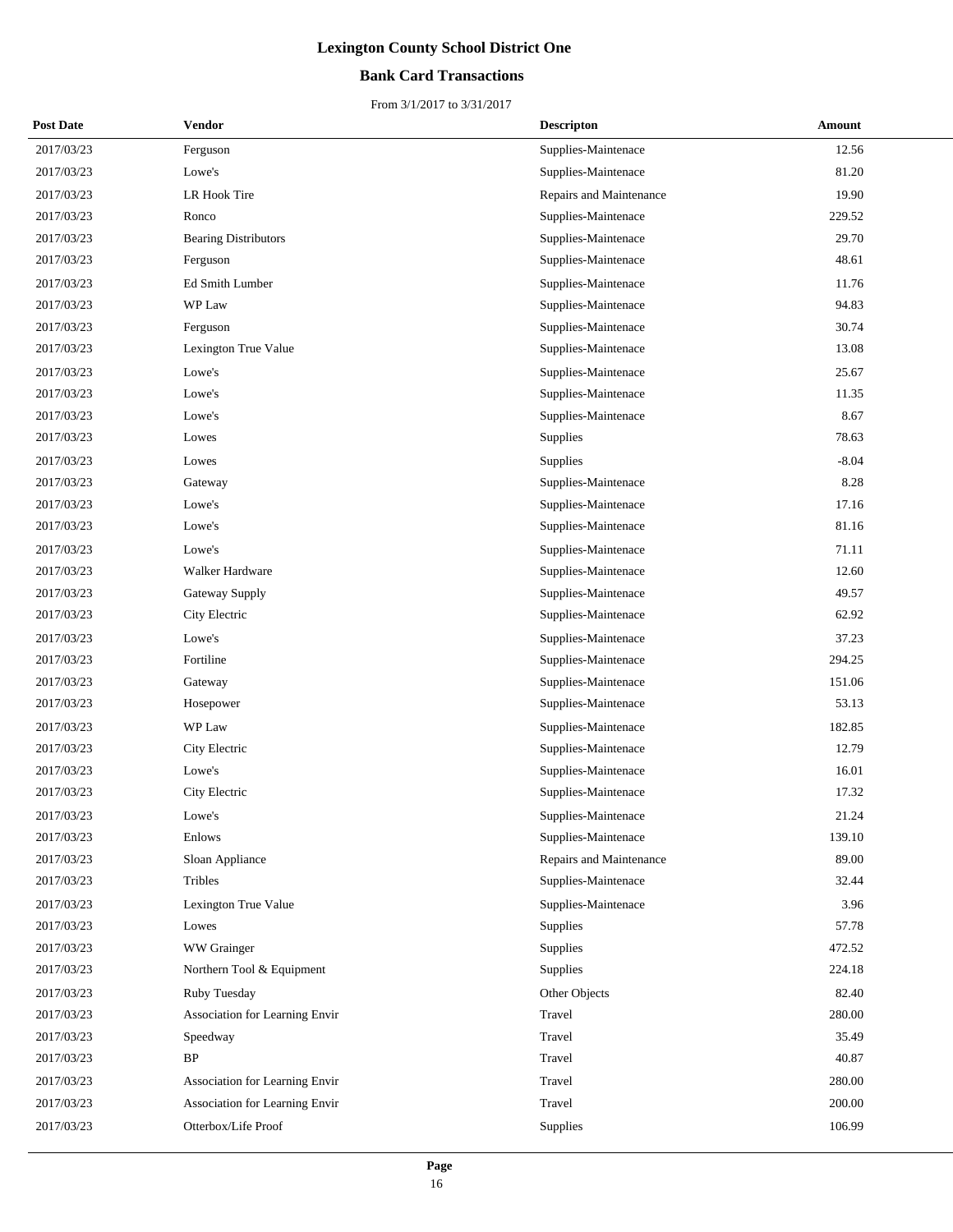# Lexington County School District One

## Bank Card Transactions

From 3/1/2017 to 3/31/2017

| Post Date | Vendor | Descripton | Amount |
|---|---|---|---|
| 2017/03/23 | Ferguson | Supplies-Maintenace | 12.56 |
| 2017/03/23 | Lowe's | Supplies-Maintenace | 81.20 |
| 2017/03/23 | LR Hook Tire | Repairs and Maintenance | 19.90 |
| 2017/03/23 | Ronco | Supplies-Maintenace | 229.52 |
| 2017/03/23 | Bearing Distributors | Supplies-Maintenace | 29.70 |
| 2017/03/23 | Ferguson | Supplies-Maintenace | 48.61 |
| 2017/03/23 | Ed Smith Lumber | Supplies-Maintenace | 11.76 |
| 2017/03/23 | WP Law | Supplies-Maintenace | 94.83 |
| 2017/03/23 | Ferguson | Supplies-Maintenace | 30.74 |
| 2017/03/23 | Lexington True Value | Supplies-Maintenace | 13.08 |
| 2017/03/23 | Lowe's | Supplies-Maintenace | 25.67 |
| 2017/03/23 | Lowe's | Supplies-Maintenace | 11.35 |
| 2017/03/23 | Lowe's | Supplies-Maintenace | 8.67 |
| 2017/03/23 | Lowes | Supplies | 78.63 |
| 2017/03/23 | Lowes | Supplies | -8.04 |
| 2017/03/23 | Gateway | Supplies-Maintenace | 8.28 |
| 2017/03/23 | Lowe's | Supplies-Maintenace | 17.16 |
| 2017/03/23 | Lowe's | Supplies-Maintenace | 81.16 |
| 2017/03/23 | Lowe's | Supplies-Maintenace | 71.11 |
| 2017/03/23 | Walker Hardware | Supplies-Maintenace | 12.60 |
| 2017/03/23 | Gateway Supply | Supplies-Maintenace | 49.57 |
| 2017/03/23 | City Electric | Supplies-Maintenace | 62.92 |
| 2017/03/23 | Lowe's | Supplies-Maintenace | 37.23 |
| 2017/03/23 | Fortiline | Supplies-Maintenace | 294.25 |
| 2017/03/23 | Gateway | Supplies-Maintenace | 151.06 |
| 2017/03/23 | Hosepower | Supplies-Maintenace | 53.13 |
| 2017/03/23 | WP Law | Supplies-Maintenace | 182.85 |
| 2017/03/23 | City Electric | Supplies-Maintenace | 12.79 |
| 2017/03/23 | Lowe's | Supplies-Maintenace | 16.01 |
| 2017/03/23 | City Electric | Supplies-Maintenace | 17.32 |
| 2017/03/23 | Lowe's | Supplies-Maintenace | 21.24 |
| 2017/03/23 | Enlows | Supplies-Maintenace | 139.10 |
| 2017/03/23 | Sloan Appliance | Repairs and Maintenance | 89.00 |
| 2017/03/23 | Tribles | Supplies-Maintenace | 32.44 |
| 2017/03/23 | Lexington True Value | Supplies-Maintenace | 3.96 |
| 2017/03/23 | Lowes | Supplies | 57.78 |
| 2017/03/23 | WW Grainger | Supplies | 472.52 |
| 2017/03/23 | Northern Tool & Equipment | Supplies | 224.18 |
| 2017/03/23 | Ruby Tuesday | Other Objects | 82.40 |
| 2017/03/23 | Association for Learning Envir | Travel | 280.00 |
| 2017/03/23 | Speedway | Travel | 35.49 |
| 2017/03/23 | BP | Travel | 40.87 |
| 2017/03/23 | Association for Learning Envir | Travel | 280.00 |
| 2017/03/23 | Association for Learning Envir | Travel | 200.00 |
| 2017/03/23 | Otterbox/Life Proof | Supplies | 106.99 |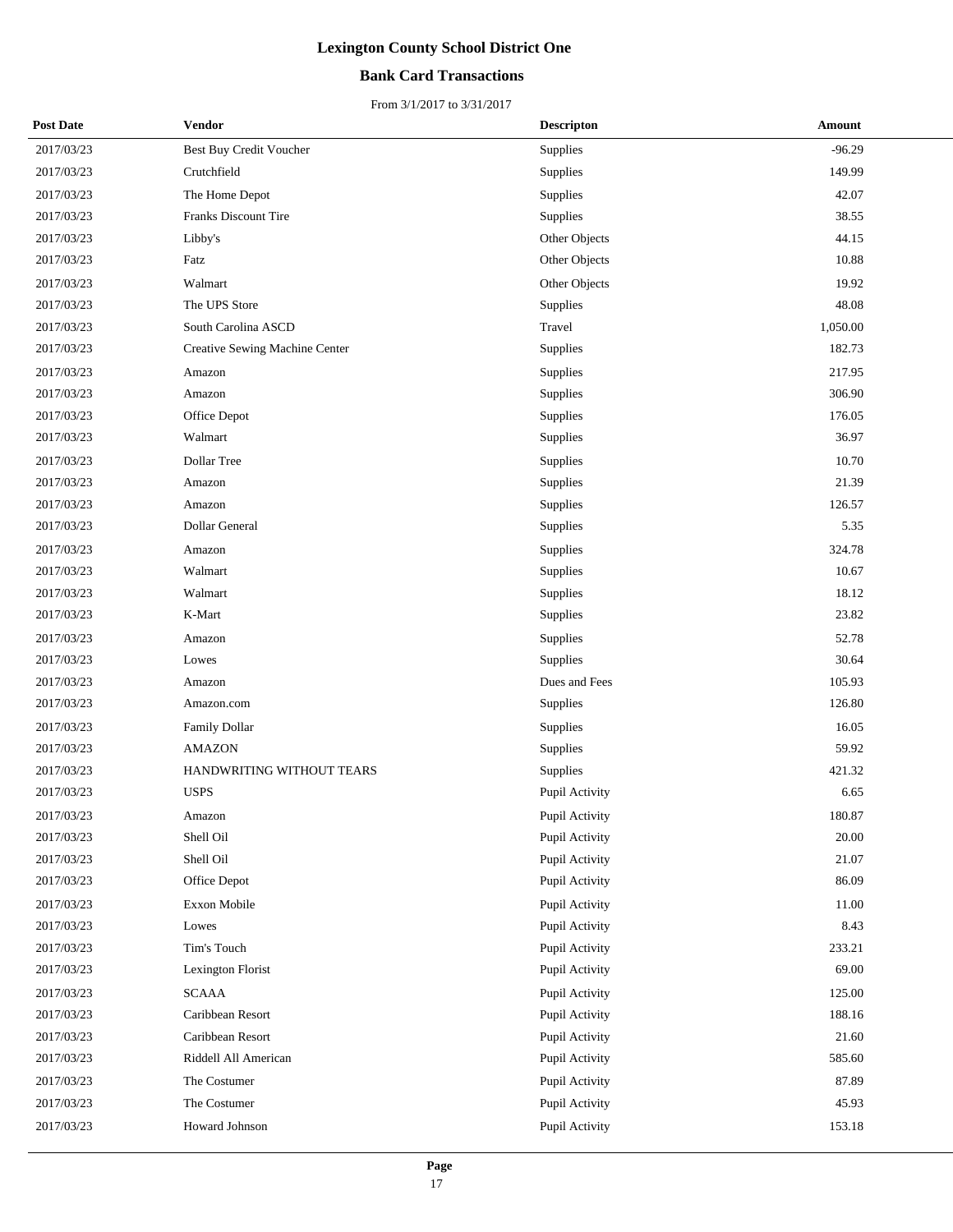# Lexington County School District One

## Bank Card Transactions

From 3/1/2017 to 3/31/2017

| Post Date | Vendor | Descripton | Amount |
|---|---|---|---|
| 2017/03/23 | Best Buy Credit Voucher | Supplies | -96.29 |
| 2017/03/23 | Crutchfield | Supplies | 149.99 |
| 2017/03/23 | The Home Depot | Supplies | 42.07 |
| 2017/03/23 | Franks Discount Tire | Supplies | 38.55 |
| 2017/03/23 | Libby's | Other Objects | 44.15 |
| 2017/03/23 | Fatz | Other Objects | 10.88 |
| 2017/03/23 | Walmart | Other Objects | 19.92 |
| 2017/03/23 | The UPS Store | Supplies | 48.08 |
| 2017/03/23 | South Carolina ASCD | Travel | 1,050.00 |
| 2017/03/23 | Creative Sewing Machine Center | Supplies | 182.73 |
| 2017/03/23 | Amazon | Supplies | 217.95 |
| 2017/03/23 | Amazon | Supplies | 306.90 |
| 2017/03/23 | Office Depot | Supplies | 176.05 |
| 2017/03/23 | Walmart | Supplies | 36.97 |
| 2017/03/23 | Dollar Tree | Supplies | 10.70 |
| 2017/03/23 | Amazon | Supplies | 21.39 |
| 2017/03/23 | Amazon | Supplies | 126.57 |
| 2017/03/23 | Dollar General | Supplies | 5.35 |
| 2017/03/23 | Amazon | Supplies | 324.78 |
| 2017/03/23 | Walmart | Supplies | 10.67 |
| 2017/03/23 | Walmart | Supplies | 18.12 |
| 2017/03/23 | K-Mart | Supplies | 23.82 |
| 2017/03/23 | Amazon | Supplies | 52.78 |
| 2017/03/23 | Lowes | Supplies | 30.64 |
| 2017/03/23 | Amazon | Dues and Fees | 105.93 |
| 2017/03/23 | Amazon.com | Supplies | 126.80 |
| 2017/03/23 | Family Dollar | Supplies | 16.05 |
| 2017/03/23 | AMAZON | Supplies | 59.92 |
| 2017/03/23 | HANDWRITING WITHOUT TEARS | Supplies | 421.32 |
| 2017/03/23 | USPS | Pupil Activity | 6.65 |
| 2017/03/23 | Amazon | Pupil Activity | 180.87 |
| 2017/03/23 | Shell Oil | Pupil Activity | 20.00 |
| 2017/03/23 | Shell Oil | Pupil Activity | 21.07 |
| 2017/03/23 | Office Depot | Pupil Activity | 86.09 |
| 2017/03/23 | Exxon Mobile | Pupil Activity | 11.00 |
| 2017/03/23 | Lowes | Pupil Activity | 8.43 |
| 2017/03/23 | Tim's Touch | Pupil Activity | 233.21 |
| 2017/03/23 | Lexington Florist | Pupil Activity | 69.00 |
| 2017/03/23 | SCAAA | Pupil Activity | 125.00 |
| 2017/03/23 | Caribbean Resort | Pupil Activity | 188.16 |
| 2017/03/23 | Caribbean Resort | Pupil Activity | 21.60 |
| 2017/03/23 | Riddell All American | Pupil Activity | 585.60 |
| 2017/03/23 | The Costumer | Pupil Activity | 87.89 |
| 2017/03/23 | The Costumer | Pupil Activity | 45.93 |
| 2017/03/23 | Howard Johnson | Pupil Activity | 153.18 |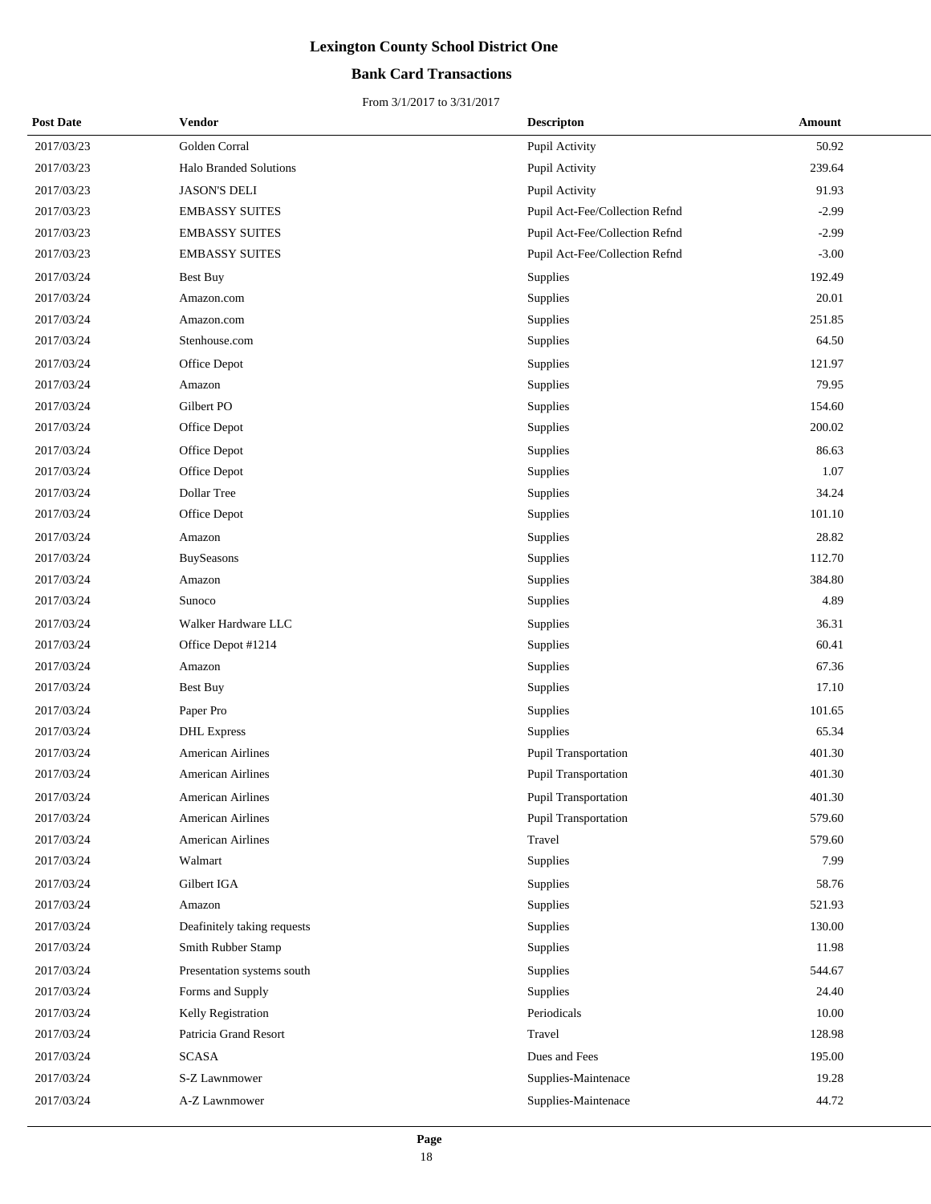# Lexington County School District One

## Bank Card Transactions

From 3/1/2017 to 3/31/2017

| Post Date | Vendor | Descripton | Amount |
|---|---|---|---|
| 2017/03/23 | Golden Corral | Pupil Activity | 50.92 |
| 2017/03/23 | Halo Branded Solutions | Pupil Activity | 239.64 |
| 2017/03/23 | JASON'S DELI | Pupil Activity | 91.93 |
| 2017/03/23 | EMBASSY SUITES | Pupil Act-Fee/Collection Refnd | -2.99 |
| 2017/03/23 | EMBASSY SUITES | Pupil Act-Fee/Collection Refnd | -2.99 |
| 2017/03/23 | EMBASSY SUITES | Pupil Act-Fee/Collection Refnd | -3.00 |
| 2017/03/24 | Best Buy | Supplies | 192.49 |
| 2017/03/24 | Amazon.com | Supplies | 20.01 |
| 2017/03/24 | Amazon.com | Supplies | 251.85 |
| 2017/03/24 | Stenhouse.com | Supplies | 64.50 |
| 2017/03/24 | Office Depot | Supplies | 121.97 |
| 2017/03/24 | Amazon | Supplies | 79.95 |
| 2017/03/24 | Gilbert PO | Supplies | 154.60 |
| 2017/03/24 | Office Depot | Supplies | 200.02 |
| 2017/03/24 | Office Depot | Supplies | 86.63 |
| 2017/03/24 | Office Depot | Supplies | 1.07 |
| 2017/03/24 | Dollar Tree | Supplies | 34.24 |
| 2017/03/24 | Office Depot | Supplies | 101.10 |
| 2017/03/24 | Amazon | Supplies | 28.82 |
| 2017/03/24 | BuySeasons | Supplies | 112.70 |
| 2017/03/24 | Amazon | Supplies | 384.80 |
| 2017/03/24 | Sunoco | Supplies | 4.89 |
| 2017/03/24 | Walker Hardware LLC | Supplies | 36.31 |
| 2017/03/24 | Office Depot #1214 | Supplies | 60.41 |
| 2017/03/24 | Amazon | Supplies | 67.36 |
| 2017/03/24 | Best Buy | Supplies | 17.10 |
| 2017/03/24 | Paper Pro | Supplies | 101.65 |
| 2017/03/24 | DHL Express | Supplies | 65.34 |
| 2017/03/24 | American Airlines | Pupil Transportation | 401.30 |
| 2017/03/24 | American Airlines | Pupil Transportation | 401.30 |
| 2017/03/24 | American Airlines | Pupil Transportation | 401.30 |
| 2017/03/24 | American Airlines | Pupil Transportation | 579.60 |
| 2017/03/24 | American Airlines | Travel | 579.60 |
| 2017/03/24 | Walmart | Supplies | 7.99 |
| 2017/03/24 | Gilbert IGA | Supplies | 58.76 |
| 2017/03/24 | Amazon | Supplies | 521.93 |
| 2017/03/24 | Deafinitely taking requests | Supplies | 130.00 |
| 2017/03/24 | Smith Rubber Stamp | Supplies | 11.98 |
| 2017/03/24 | Presentation systems south | Supplies | 544.67 |
| 2017/03/24 | Forms and Supply | Supplies | 24.40 |
| 2017/03/24 | Kelly Registration | Periodicals | 10.00 |
| 2017/03/24 | Patricia Grand Resort | Travel | 128.98 |
| 2017/03/24 | SCASA | Dues and Fees | 195.00 |
| 2017/03/24 | S-Z Lawnmower | Supplies-Maintenace | 19.28 |
| 2017/03/24 | A-Z Lawnmower | Supplies-Maintenace | 44.72 |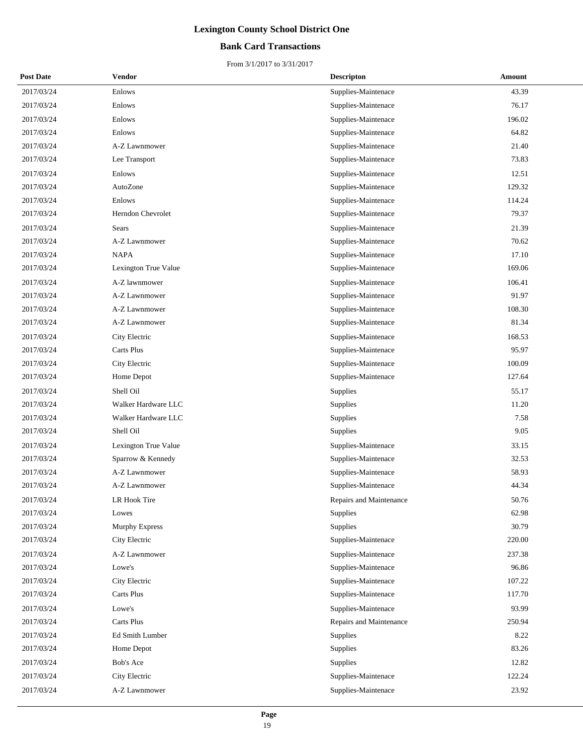# Lexington County School District One

## Bank Card Transactions

From 3/1/2017 to 3/31/2017

| Post Date | Vendor | Descripton | Amount |
|---|---|---|---|
| 2017/03/24 | Enlows | Supplies-Maintenace | 43.39 |
| 2017/03/24 | Enlows | Supplies-Maintenace | 76.17 |
| 2017/03/24 | Enlows | Supplies-Maintenace | 196.02 |
| 2017/03/24 | Enlows | Supplies-Maintenace | 64.82 |
| 2017/03/24 | A-Z Lawnmower | Supplies-Maintenace | 21.40 |
| 2017/03/24 | Lee Transport | Supplies-Maintenace | 73.83 |
| 2017/03/24 | Enlows | Supplies-Maintenace | 12.51 |
| 2017/03/24 | AutoZone | Supplies-Maintenace | 129.32 |
| 2017/03/24 | Enlows | Supplies-Maintenace | 114.24 |
| 2017/03/24 | Herndon Chevrolet | Supplies-Maintenace | 79.37 |
| 2017/03/24 | Sears | Supplies-Maintenace | 21.39 |
| 2017/03/24 | A-Z Lawnmower | Supplies-Maintenace | 70.62 |
| 2017/03/24 | NAPA | Supplies-Maintenace | 17.10 |
| 2017/03/24 | Lexington True Value | Supplies-Maintenace | 169.06 |
| 2017/03/24 | A-Z lawnmower | Supplies-Maintenace | 106.41 |
| 2017/03/24 | A-Z Lawnmower | Supplies-Maintenace | 91.97 |
| 2017/03/24 | A-Z Lawnmower | Supplies-Maintenace | 108.30 |
| 2017/03/24 | A-Z Lawnmower | Supplies-Maintenace | 81.34 |
| 2017/03/24 | City Electric | Supplies-Maintenace | 168.53 |
| 2017/03/24 | Carts Plus | Supplies-Maintenace | 95.97 |
| 2017/03/24 | City Electric | Supplies-Maintenace | 100.09 |
| 2017/03/24 | Home Depot | Supplies-Maintenace | 127.64 |
| 2017/03/24 | Shell Oil | Supplies | 55.17 |
| 2017/03/24 | Walker Hardware LLC | Supplies | 11.20 |
| 2017/03/24 | Walker Hardware LLC | Supplies | 7.58 |
| 2017/03/24 | Shell Oil | Supplies | 9.05 |
| 2017/03/24 | Lexington True Value | Supplies-Maintenace | 33.15 |
| 2017/03/24 | Sparrow & Kennedy | Supplies-Maintenace | 32.53 |
| 2017/03/24 | A-Z Lawnmower | Supplies-Maintenace | 58.93 |
| 2017/03/24 | A-Z Lawnmower | Supplies-Maintenace | 44.34 |
| 2017/03/24 | LR Hook Tire | Repairs and Maintenance | 50.76 |
| 2017/03/24 | Lowes | Supplies | 62.98 |
| 2017/03/24 | Murphy Express | Supplies | 30.79 |
| 2017/03/24 | City Electric | Supplies-Maintenace | 220.00 |
| 2017/03/24 | A-Z Lawnmower | Supplies-Maintenace | 237.38 |
| 2017/03/24 | Lowe's | Supplies-Maintenace | 96.86 |
| 2017/03/24 | City Electric | Supplies-Maintenace | 107.22 |
| 2017/03/24 | Carts Plus | Supplies-Maintenace | 117.70 |
| 2017/03/24 | Lowe's | Supplies-Maintenace | 93.99 |
| 2017/03/24 | Carts Plus | Repairs and Maintenance | 250.94 |
| 2017/03/24 | Ed Smith Lumber | Supplies | 8.22 |
| 2017/03/24 | Home Depot | Supplies | 83.26 |
| 2017/03/24 | Bob's Ace | Supplies | 12.82 |
| 2017/03/24 | City Electric | Supplies-Maintenace | 122.24 |
| 2017/03/24 | A-Z Lawnmower | Supplies-Maintenace | 23.92 |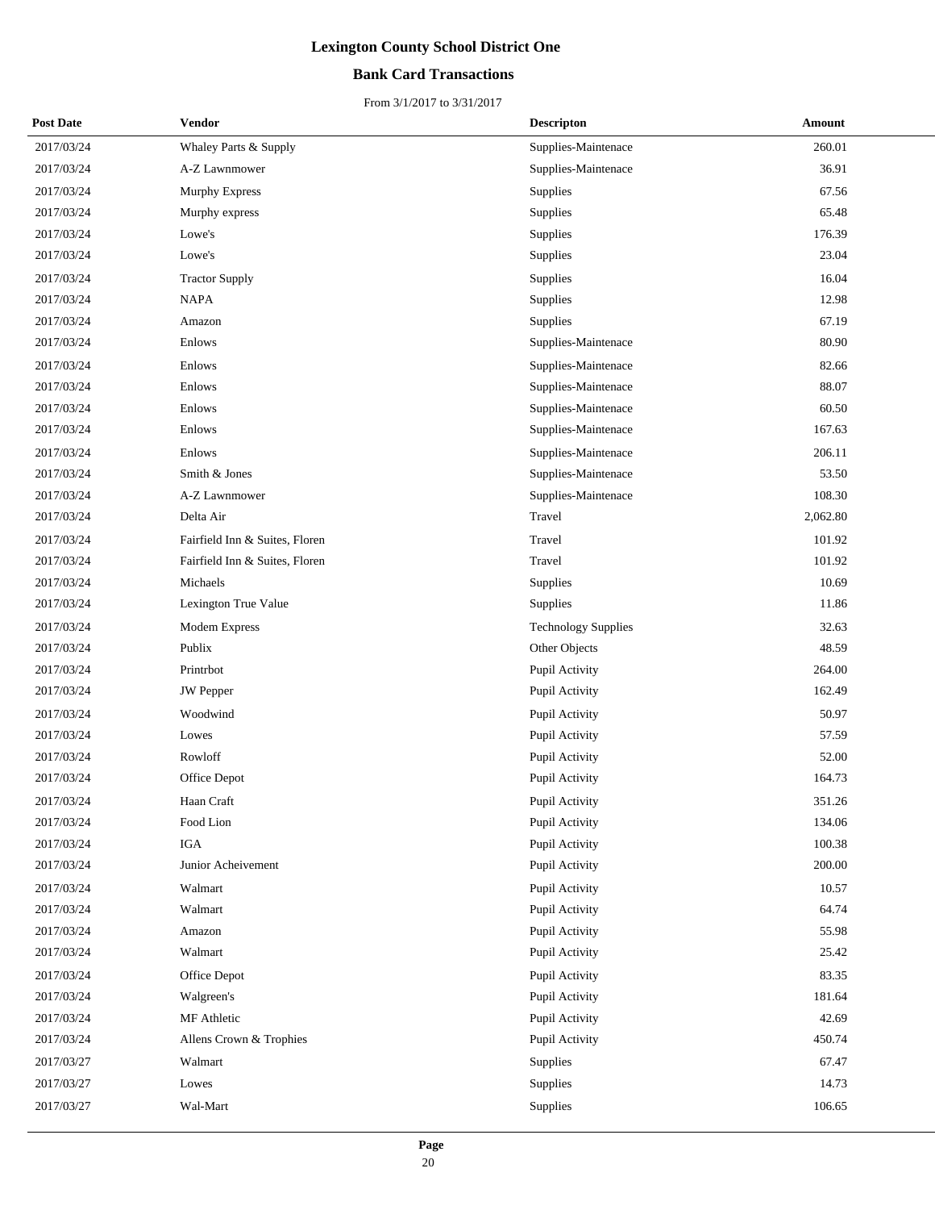# Lexington County School District One

## Bank Card Transactions

From 3/1/2017 to 3/31/2017

| Post Date | Vendor | Descripton | Amount |
|---|---|---|---|
| 2017/03/24 | Whaley Parts & Supply | Supplies-Maintenace | 260.01 |
| 2017/03/24 | A-Z Lawnmower | Supplies-Maintenace | 36.91 |
| 2017/03/24 | Murphy Express | Supplies | 67.56 |
| 2017/03/24 | Murphy express | Supplies | 65.48 |
| 2017/03/24 | Lowe's | Supplies | 176.39 |
| 2017/03/24 | Lowe's | Supplies | 23.04 |
| 2017/03/24 | Tractor Supply | Supplies | 16.04 |
| 2017/03/24 | NAPA | Supplies | 12.98 |
| 2017/03/24 | Amazon | Supplies | 67.19 |
| 2017/03/24 | Enlows | Supplies-Maintenace | 80.90 |
| 2017/03/24 | Enlows | Supplies-Maintenace | 82.66 |
| 2017/03/24 | Enlows | Supplies-Maintenace | 88.07 |
| 2017/03/24 | Enlows | Supplies-Maintenace | 60.50 |
| 2017/03/24 | Enlows | Supplies-Maintenace | 167.63 |
| 2017/03/24 | Enlows | Supplies-Maintenace | 206.11 |
| 2017/03/24 | Smith & Jones | Supplies-Maintenace | 53.50 |
| 2017/03/24 | A-Z Lawnmower | Supplies-Maintenace | 108.30 |
| 2017/03/24 | Delta Air | Travel | 2,062.80 |
| 2017/03/24 | Fairfield Inn & Suites, Floren | Travel | 101.92 |
| 2017/03/24 | Fairfield Inn & Suites, Floren | Travel | 101.92 |
| 2017/03/24 | Michaels | Supplies | 10.69 |
| 2017/03/24 | Lexington True Value | Supplies | 11.86 |
| 2017/03/24 | Modem Express | Technology Supplies | 32.63 |
| 2017/03/24 | Publix | Other Objects | 48.59 |
| 2017/03/24 | Printrbot | Pupil Activity | 264.00 |
| 2017/03/24 | JW Pepper | Pupil Activity | 162.49 |
| 2017/03/24 | Woodwind | Pupil Activity | 50.97 |
| 2017/03/24 | Lowes | Pupil Activity | 57.59 |
| 2017/03/24 | Rowloff | Pupil Activity | 52.00 |
| 2017/03/24 | Office Depot | Pupil Activity | 164.73 |
| 2017/03/24 | Haan Craft | Pupil Activity | 351.26 |
| 2017/03/24 | Food Lion | Pupil Activity | 134.06 |
| 2017/03/24 | IGA | Pupil Activity | 100.38 |
| 2017/03/24 | Junior Acheivement | Pupil Activity | 200.00 |
| 2017/03/24 | Walmart | Pupil Activity | 10.57 |
| 2017/03/24 | Walmart | Pupil Activity | 64.74 |
| 2017/03/24 | Amazon | Pupil Activity | 55.98 |
| 2017/03/24 | Walmart | Pupil Activity | 25.42 |
| 2017/03/24 | Office Depot | Pupil Activity | 83.35 |
| 2017/03/24 | Walgreen's | Pupil Activity | 181.64 |
| 2017/03/24 | MF Athletic | Pupil Activity | 42.69 |
| 2017/03/24 | Allens Crown & Trophies | Pupil Activity | 450.74 |
| 2017/03/27 | Walmart | Supplies | 67.47 |
| 2017/03/27 | Lowes | Supplies | 14.73 |
| 2017/03/27 | Wal-Mart | Supplies | 106.65 |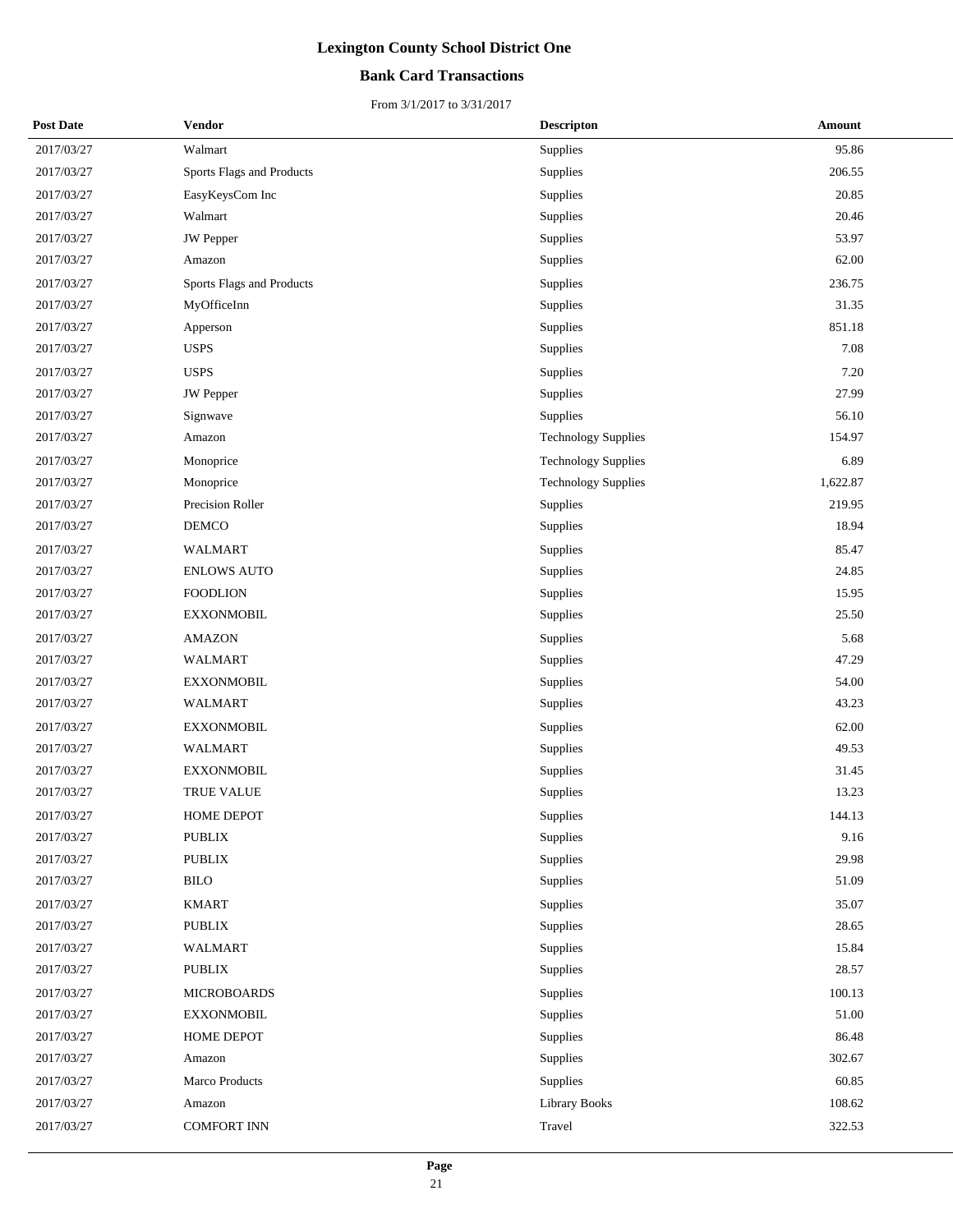# Lexington County School District One

## Bank Card Transactions

From 3/1/2017 to 3/31/2017

| Post Date | Vendor | Descripton | Amount |
|---|---|---|---|
| 2017/03/27 | Walmart | Supplies | 95.86 |
| 2017/03/27 | Sports Flags and Products | Supplies | 206.55 |
| 2017/03/27 | EasyKeysCom Inc | Supplies | 20.85 |
| 2017/03/27 | Walmart | Supplies | 20.46 |
| 2017/03/27 | JW Pepper | Supplies | 53.97 |
| 2017/03/27 | Amazon | Supplies | 62.00 |
| 2017/03/27 | Sports Flags and Products | Supplies | 236.75 |
| 2017/03/27 | MyOfficeInn | Supplies | 31.35 |
| 2017/03/27 | Apperson | Supplies | 851.18 |
| 2017/03/27 | USPS | Supplies | 7.08 |
| 2017/03/27 | USPS | Supplies | 7.20 |
| 2017/03/27 | JW Pepper | Supplies | 27.99 |
| 2017/03/27 | Signwave | Supplies | 56.10 |
| 2017/03/27 | Amazon | Technology Supplies | 154.97 |
| 2017/03/27 | Monoprice | Technology Supplies | 6.89 |
| 2017/03/27 | Monoprice | Technology Supplies | 1,622.87 |
| 2017/03/27 | Precision Roller | Supplies | 219.95 |
| 2017/03/27 | DEMCO | Supplies | 18.94 |
| 2017/03/27 | WALMART | Supplies | 85.47 |
| 2017/03/27 | ENLOWS AUTO | Supplies | 24.85 |
| 2017/03/27 | FOODLION | Supplies | 15.95 |
| 2017/03/27 | EXXONMOBIL | Supplies | 25.50 |
| 2017/03/27 | AMAZON | Supplies | 5.68 |
| 2017/03/27 | WALMART | Supplies | 47.29 |
| 2017/03/27 | EXXONMOBIL | Supplies | 54.00 |
| 2017/03/27 | WALMART | Supplies | 43.23 |
| 2017/03/27 | EXXONMOBIL | Supplies | 62.00 |
| 2017/03/27 | WALMART | Supplies | 49.53 |
| 2017/03/27 | EXXONMOBIL | Supplies | 31.45 |
| 2017/03/27 | TRUE VALUE | Supplies | 13.23 |
| 2017/03/27 | HOME DEPOT | Supplies | 144.13 |
| 2017/03/27 | PUBLIX | Supplies | 9.16 |
| 2017/03/27 | PUBLIX | Supplies | 29.98 |
| 2017/03/27 | BILO | Supplies | 51.09 |
| 2017/03/27 | KMART | Supplies | 35.07 |
| 2017/03/27 | PUBLIX | Supplies | 28.65 |
| 2017/03/27 | WALMART | Supplies | 15.84 |
| 2017/03/27 | PUBLIX | Supplies | 28.57 |
| 2017/03/27 | MICROBOARDS | Supplies | 100.13 |
| 2017/03/27 | EXXONMOBIL | Supplies | 51.00 |
| 2017/03/27 | HOME DEPOT | Supplies | 86.48 |
| 2017/03/27 | Amazon | Supplies | 302.67 |
| 2017/03/27 | Marco Products | Supplies | 60.85 |
| 2017/03/27 | Amazon | Library Books | 108.62 |
| 2017/03/27 | COMFORT INN | Travel | 322.53 |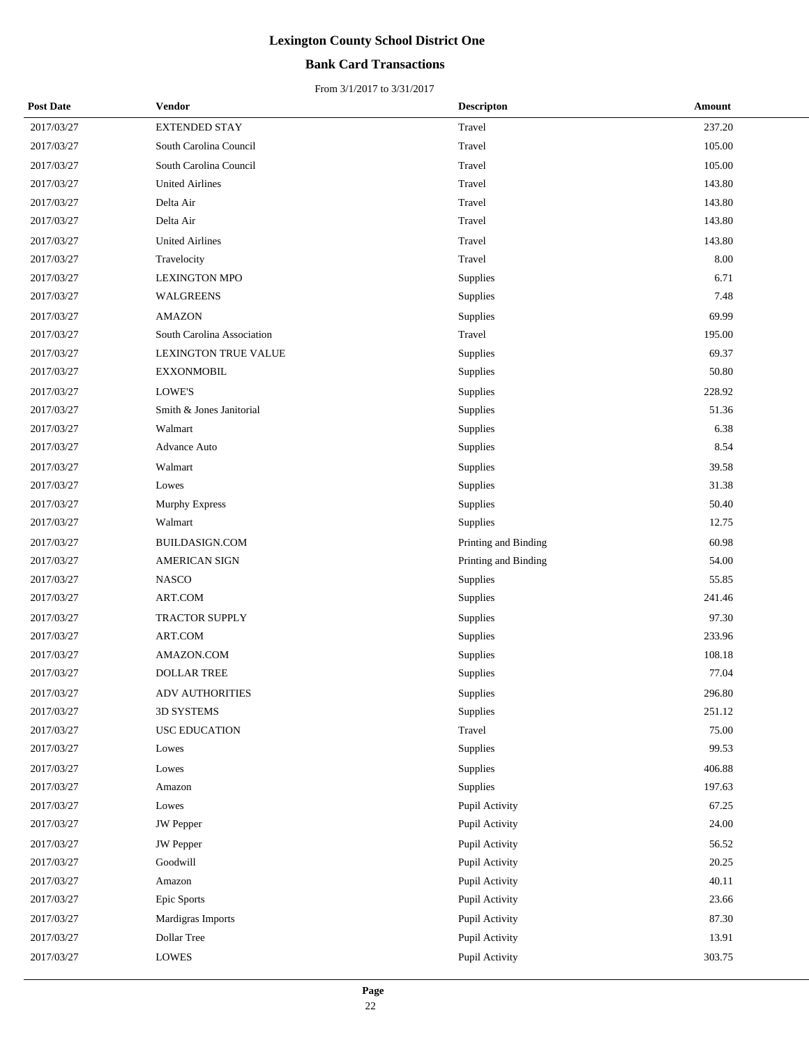# Lexington County School District One

## Bank Card Transactions

From 3/1/2017 to 3/31/2017

| Post Date | Vendor | Descripton | Amount |
|---|---|---|---|
| 2017/03/27 | EXTENDED STAY | Travel | 237.20 |
| 2017/03/27 | South Carolina Council | Travel | 105.00 |
| 2017/03/27 | South Carolina Council | Travel | 105.00 |
| 2017/03/27 | United Airlines | Travel | 143.80 |
| 2017/03/27 | Delta Air | Travel | 143.80 |
| 2017/03/27 | Delta Air | Travel | 143.80 |
| 2017/03/27 | United Airlines | Travel | 143.80 |
| 2017/03/27 | Travelocity | Travel | 8.00 |
| 2017/03/27 | LEXINGTON MPO | Supplies | 6.71 |
| 2017/03/27 | WALGREENS | Supplies | 7.48 |
| 2017/03/27 | AMAZON | Supplies | 69.99 |
| 2017/03/27 | South Carolina Association | Travel | 195.00 |
| 2017/03/27 | LEXINGTON TRUE VALUE | Supplies | 69.37 |
| 2017/03/27 | EXXONMOBIL | Supplies | 50.80 |
| 2017/03/27 | LOWE'S | Supplies | 228.92 |
| 2017/03/27 | Smith & Jones Janitorial | Supplies | 51.36 |
| 2017/03/27 | Walmart | Supplies | 6.38 |
| 2017/03/27 | Advance Auto | Supplies | 8.54 |
| 2017/03/27 | Walmart | Supplies | 39.58 |
| 2017/03/27 | Lowes | Supplies | 31.38 |
| 2017/03/27 | Murphy Express | Supplies | 50.40 |
| 2017/03/27 | Walmart | Supplies | 12.75 |
| 2017/03/27 | BUILDASIGN.COM | Printing and Binding | 60.98 |
| 2017/03/27 | AMERICAN SIGN | Printing and Binding | 54.00 |
| 2017/03/27 | NASCO | Supplies | 55.85 |
| 2017/03/27 | ART.COM | Supplies | 241.46 |
| 2017/03/27 | TRACTOR SUPPLY | Supplies | 97.30 |
| 2017/03/27 | ART.COM | Supplies | 233.96 |
| 2017/03/27 | AMAZON.COM | Supplies | 108.18 |
| 2017/03/27 | DOLLAR TREE | Supplies | 77.04 |
| 2017/03/27 | ADV AUTHORITIES | Supplies | 296.80 |
| 2017/03/27 | 3D SYSTEMS | Supplies | 251.12 |
| 2017/03/27 | USC EDUCATION | Travel | 75.00 |
| 2017/03/27 | Lowes | Supplies | 99.53 |
| 2017/03/27 | Lowes | Supplies | 406.88 |
| 2017/03/27 | Amazon | Supplies | 197.63 |
| 2017/03/27 | Lowes | Pupil Activity | 67.25 |
| 2017/03/27 | JW Pepper | Pupil Activity | 24.00 |
| 2017/03/27 | JW Pepper | Pupil Activity | 56.52 |
| 2017/03/27 | Goodwill | Pupil Activity | 20.25 |
| 2017/03/27 | Amazon | Pupil Activity | 40.11 |
| 2017/03/27 | Epic Sports | Pupil Activity | 23.66 |
| 2017/03/27 | Mardigras Imports | Pupil Activity | 87.30 |
| 2017/03/27 | Dollar Tree | Pupil Activity | 13.91 |
| 2017/03/27 | LOWES | Pupil Activity | 303.75 |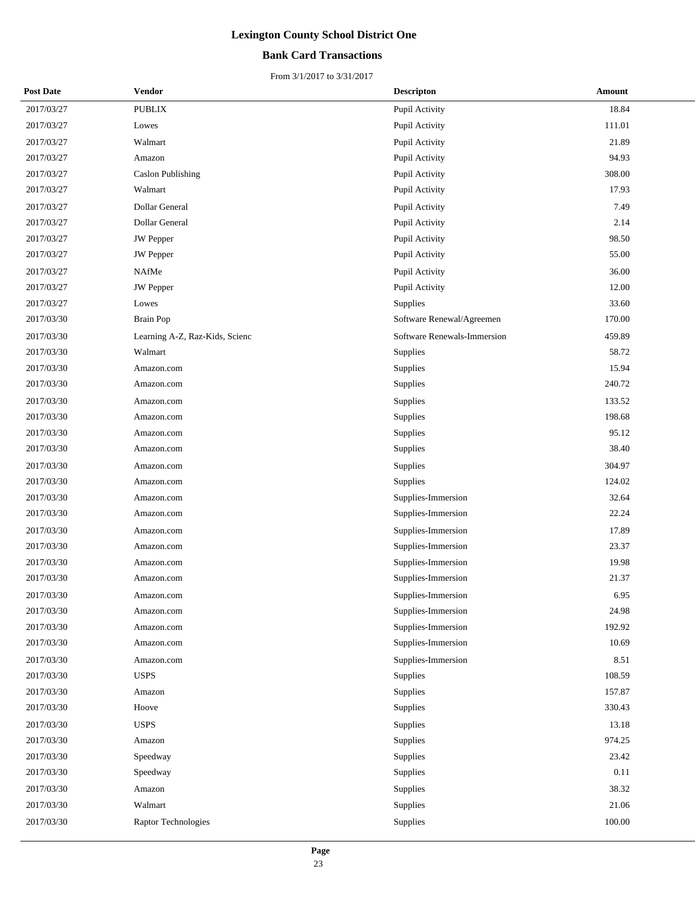# Lexington County School District One

## Bank Card Transactions

From 3/1/2017 to 3/31/2017

| Post Date | Vendor | Descripton | Amount |
|---|---|---|---|
| 2017/03/27 | PUBLIX | Pupil Activity | 18.84 |
| 2017/03/27 | Lowes | Pupil Activity | 111.01 |
| 2017/03/27 | Walmart | Pupil Activity | 21.89 |
| 2017/03/27 | Amazon | Pupil Activity | 94.93 |
| 2017/03/27 | Caslon Publishing | Pupil Activity | 308.00 |
| 2017/03/27 | Walmart | Pupil Activity | 17.93 |
| 2017/03/27 | Dollar General | Pupil Activity | 7.49 |
| 2017/03/27 | Dollar General | Pupil Activity | 2.14 |
| 2017/03/27 | JW Pepper | Pupil Activity | 98.50 |
| 2017/03/27 | JW Pepper | Pupil Activity | 55.00 |
| 2017/03/27 | NAfMe | Pupil Activity | 36.00 |
| 2017/03/27 | JW Pepper | Pupil Activity | 12.00 |
| 2017/03/27 | Lowes | Supplies | 33.60 |
| 2017/03/30 | Brain Pop | Software Renewal/Agreemen | 170.00 |
| 2017/03/30 | Learning A-Z, Raz-Kids, Scienc | Software Renewals-Immersion | 459.89 |
| 2017/03/30 | Walmart | Supplies | 58.72 |
| 2017/03/30 | Amazon.com | Supplies | 15.94 |
| 2017/03/30 | Amazon.com | Supplies | 240.72 |
| 2017/03/30 | Amazon.com | Supplies | 133.52 |
| 2017/03/30 | Amazon.com | Supplies | 198.68 |
| 2017/03/30 | Amazon.com | Supplies | 95.12 |
| 2017/03/30 | Amazon.com | Supplies | 38.40 |
| 2017/03/30 | Amazon.com | Supplies | 304.97 |
| 2017/03/30 | Amazon.com | Supplies | 124.02 |
| 2017/03/30 | Amazon.com | Supplies-Immersion | 32.64 |
| 2017/03/30 | Amazon.com | Supplies-Immersion | 22.24 |
| 2017/03/30 | Amazon.com | Supplies-Immersion | 17.89 |
| 2017/03/30 | Amazon.com | Supplies-Immersion | 23.37 |
| 2017/03/30 | Amazon.com | Supplies-Immersion | 19.98 |
| 2017/03/30 | Amazon.com | Supplies-Immersion | 21.37 |
| 2017/03/30 | Amazon.com | Supplies-Immersion | 6.95 |
| 2017/03/30 | Amazon.com | Supplies-Immersion | 24.98 |
| 2017/03/30 | Amazon.com | Supplies-Immersion | 192.92 |
| 2017/03/30 | Amazon.com | Supplies-Immersion | 10.69 |
| 2017/03/30 | Amazon.com | Supplies-Immersion | 8.51 |
| 2017/03/30 | USPS | Supplies | 108.59 |
| 2017/03/30 | Amazon | Supplies | 157.87 |
| 2017/03/30 | Hoove | Supplies | 330.43 |
| 2017/03/30 | USPS | Supplies | 13.18 |
| 2017/03/30 | Amazon | Supplies | 974.25 |
| 2017/03/30 | Speedway | Supplies | 23.42 |
| 2017/03/30 | Speedway | Supplies | 0.11 |
| 2017/03/30 | Amazon | Supplies | 38.32 |
| 2017/03/30 | Walmart | Supplies | 21.06 |
| 2017/03/30 | Raptor Technologies | Supplies | 100.00 |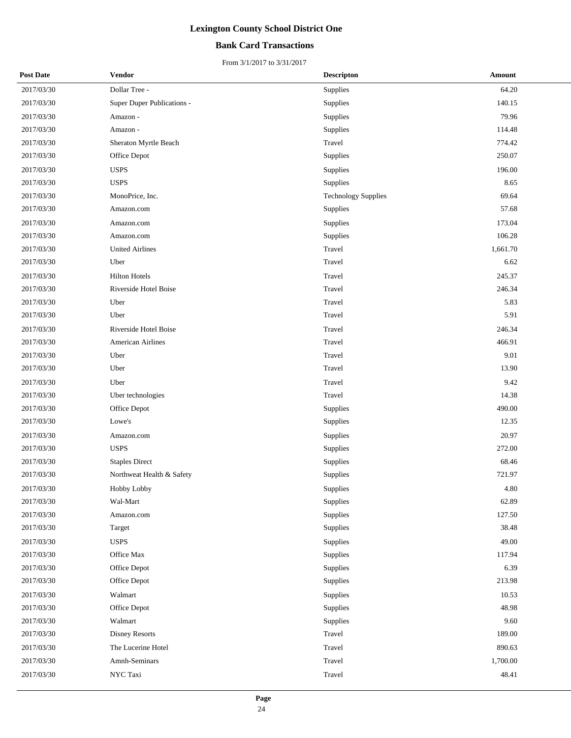# Lexington County School District One

## Bank Card Transactions

From 3/1/2017 to 3/31/2017

| Post Date | Vendor | Descripton | Amount |
|---|---|---|---|
| 2017/03/30 | Dollar Tree - | Supplies | 64.20 |
| 2017/03/30 | Super Duper Publications - | Supplies | 140.15 |
| 2017/03/30 | Amazon - | Supplies | 79.96 |
| 2017/03/30 | Amazon - | Supplies | 114.48 |
| 2017/03/30 | Sheraton Myrtle Beach | Travel | 774.42 |
| 2017/03/30 | Office Depot | Supplies | 250.07 |
| 2017/03/30 | USPS | Supplies | 196.00 |
| 2017/03/30 | USPS | Supplies | 8.65 |
| 2017/03/30 | MonoPrice, Inc. | Technology Supplies | 69.64 |
| 2017/03/30 | Amazon.com | Supplies | 57.68 |
| 2017/03/30 | Amazon.com | Supplies | 173.04 |
| 2017/03/30 | Amazon.com | Supplies | 106.28 |
| 2017/03/30 | United Airlines | Travel | 1,661.70 |
| 2017/03/30 | Uber | Travel | 6.62 |
| 2017/03/30 | Hilton Hotels | Travel | 245.37 |
| 2017/03/30 | Riverside Hotel Boise | Travel | 246.34 |
| 2017/03/30 | Uber | Travel | 5.83 |
| 2017/03/30 | Uber | Travel | 5.91 |
| 2017/03/30 | Riverside Hotel Boise | Travel | 246.34 |
| 2017/03/30 | American Airlines | Travel | 466.91 |
| 2017/03/30 | Uber | Travel | 9.01 |
| 2017/03/30 | Uber | Travel | 13.90 |
| 2017/03/30 | Uber | Travel | 9.42 |
| 2017/03/30 | Uber technologies | Travel | 14.38 |
| 2017/03/30 | Office Depot | Supplies | 490.00 |
| 2017/03/30 | Lowe's | Supplies | 12.35 |
| 2017/03/30 | Amazon.com | Supplies | 20.97 |
| 2017/03/30 | USPS | Supplies | 272.00 |
| 2017/03/30 | Staples Direct | Supplies | 68.46 |
| 2017/03/30 | Northweat Health & Safety | Supplies | 721.97 |
| 2017/03/30 | Hobby Lobby | Supplies | 4.80 |
| 2017/03/30 | Wal-Mart | Supplies | 62.89 |
| 2017/03/30 | Amazon.com | Supplies | 127.50 |
| 2017/03/30 | Target | Supplies | 38.48 |
| 2017/03/30 | USPS | Supplies | 49.00 |
| 2017/03/30 | Office Max | Supplies | 117.94 |
| 2017/03/30 | Office Depot | Supplies | 6.39 |
| 2017/03/30 | Office Depot | Supplies | 213.98 |
| 2017/03/30 | Walmart | Supplies | 10.53 |
| 2017/03/30 | Office Depot | Supplies | 48.98 |
| 2017/03/30 | Walmart | Supplies | 9.60 |
| 2017/03/30 | Disney Resorts | Travel | 189.00 |
| 2017/03/30 | The Lucerine Hotel | Travel | 890.63 |
| 2017/03/30 | Amnh-Seminars | Travel | 1,700.00 |
| 2017/03/30 | NYC Taxi | Travel | 48.41 |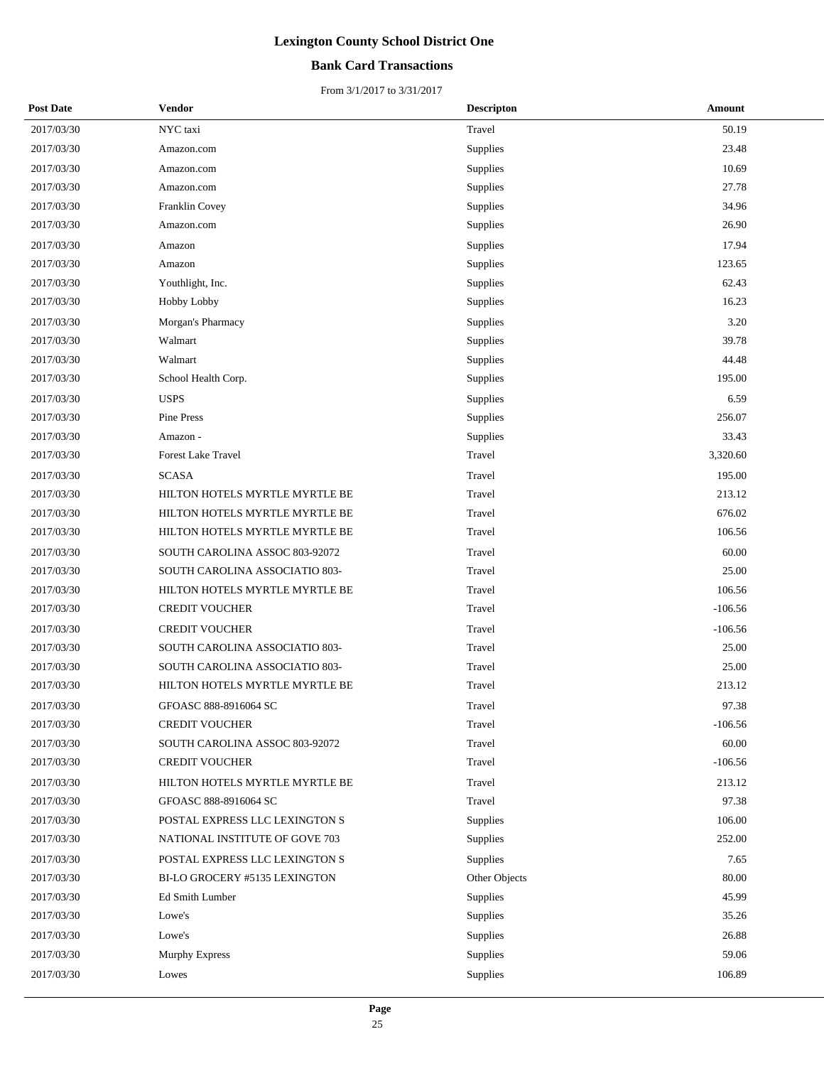# Lexington County School District One

## Bank Card Transactions

From 3/1/2017 to 3/31/2017

| Post Date | Vendor | Descripton | Amount |
|---|---|---|---|
| 2017/03/30 | NYC taxi | Travel | 50.19 |
| 2017/03/30 | Amazon.com | Supplies | 23.48 |
| 2017/03/30 | Amazon.com | Supplies | 10.69 |
| 2017/03/30 | Amazon.com | Supplies | 27.78 |
| 2017/03/30 | Franklin Covey | Supplies | 34.96 |
| 2017/03/30 | Amazon.com | Supplies | 26.90 |
| 2017/03/30 | Amazon | Supplies | 17.94 |
| 2017/03/30 | Amazon | Supplies | 123.65 |
| 2017/03/30 | Youthlight, Inc. | Supplies | 62.43 |
| 2017/03/30 | Hobby Lobby | Supplies | 16.23 |
| 2017/03/30 | Morgan's Pharmacy | Supplies | 3.20 |
| 2017/03/30 | Walmart | Supplies | 39.78 |
| 2017/03/30 | Walmart | Supplies | 44.48 |
| 2017/03/30 | School Health Corp. | Supplies | 195.00 |
| 2017/03/30 | USPS | Supplies | 6.59 |
| 2017/03/30 | Pine Press | Supplies | 256.07 |
| 2017/03/30 | Amazon - | Supplies | 33.43 |
| 2017/03/30 | Forest Lake Travel | Travel | 3,320.60 |
| 2017/03/30 | SCASA | Travel | 195.00 |
| 2017/03/30 | HILTON HOTELS MYRTLE MYRTLE BE | Travel | 213.12 |
| 2017/03/30 | HILTON HOTELS MYRTLE MYRTLE BE | Travel | 676.02 |
| 2017/03/30 | HILTON HOTELS MYRTLE MYRTLE BE | Travel | 106.56 |
| 2017/03/30 | SOUTH CAROLINA ASSOC 803-92072 | Travel | 60.00 |
| 2017/03/30 | SOUTH CAROLINA ASSOCIATIO 803- | Travel | 25.00 |
| 2017/03/30 | HILTON HOTELS MYRTLE MYRTLE BE | Travel | 106.56 |
| 2017/03/30 | CREDIT VOUCHER | Travel | -106.56 |
| 2017/03/30 | CREDIT VOUCHER | Travel | -106.56 |
| 2017/03/30 | SOUTH CAROLINA ASSOCIATIO 803- | Travel | 25.00 |
| 2017/03/30 | SOUTH CAROLINA ASSOCIATIO 803- | Travel | 25.00 |
| 2017/03/30 | HILTON HOTELS MYRTLE MYRTLE BE | Travel | 213.12 |
| 2017/03/30 | GFOASC 888-8916064 SC | Travel | 97.38 |
| 2017/03/30 | CREDIT VOUCHER | Travel | -106.56 |
| 2017/03/30 | SOUTH CAROLINA ASSOC 803-92072 | Travel | 60.00 |
| 2017/03/30 | CREDIT VOUCHER | Travel | -106.56 |
| 2017/03/30 | HILTON HOTELS MYRTLE MYRTLE BE | Travel | 213.12 |
| 2017/03/30 | GFOASC 888-8916064 SC | Travel | 97.38 |
| 2017/03/30 | POSTAL EXPRESS LLC LEXINGTON S | Supplies | 106.00 |
| 2017/03/30 | NATIONAL INSTITUTE OF GOVE 703 | Supplies | 252.00 |
| 2017/03/30 | POSTAL EXPRESS LLC LEXINGTON S | Supplies | 7.65 |
| 2017/03/30 | BI-LO GROCERY #5135 LEXINGTON | Other Objects | 80.00 |
| 2017/03/30 | Ed Smith Lumber | Supplies | 45.99 |
| 2017/03/30 | Lowe's | Supplies | 35.26 |
| 2017/03/30 | Lowe's | Supplies | 26.88 |
| 2017/03/30 | Murphy Express | Supplies | 59.06 |
| 2017/03/30 | Lowes | Supplies | 106.89 |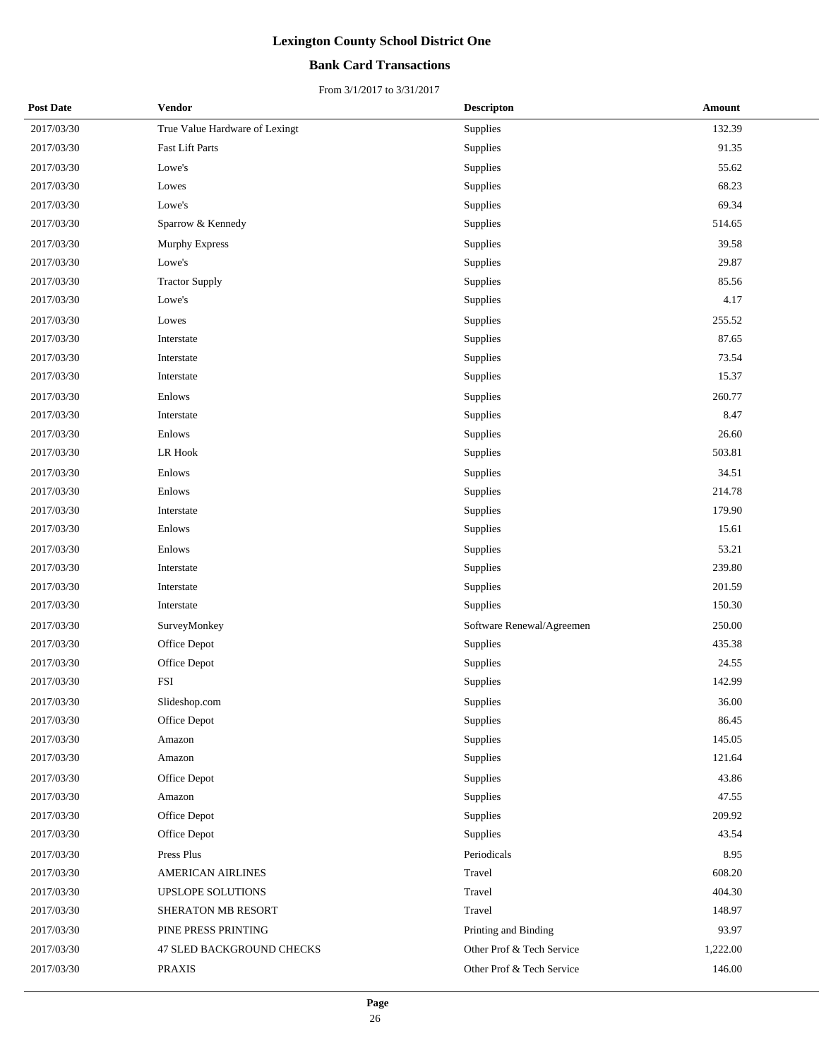# Lexington County School District One

## Bank Card Transactions

From 3/1/2017 to 3/31/2017

| Post Date | Vendor | Descripton | Amount |
|---|---|---|---|
| 2017/03/30 | True Value Hardware of Lexingt | Supplies | 132.39 |
| 2017/03/30 | Fast Lift Parts | Supplies | 91.35 |
| 2017/03/30 | Lowe's | Supplies | 55.62 |
| 2017/03/30 | Lowes | Supplies | 68.23 |
| 2017/03/30 | Lowe's | Supplies | 69.34 |
| 2017/03/30 | Sparrow & Kennedy | Supplies | 514.65 |
| 2017/03/30 | Murphy Express | Supplies | 39.58 |
| 2017/03/30 | Lowe's | Supplies | 29.87 |
| 2017/03/30 | Tractor Supply | Supplies | 85.56 |
| 2017/03/30 | Lowe's | Supplies | 4.17 |
| 2017/03/30 | Lowes | Supplies | 255.52 |
| 2017/03/30 | Interstate | Supplies | 87.65 |
| 2017/03/30 | Interstate | Supplies | 73.54 |
| 2017/03/30 | Interstate | Supplies | 15.37 |
| 2017/03/30 | Enlows | Supplies | 260.77 |
| 2017/03/30 | Interstate | Supplies | 8.47 |
| 2017/03/30 | Enlows | Supplies | 26.60 |
| 2017/03/30 | LR Hook | Supplies | 503.81 |
| 2017/03/30 | Enlows | Supplies | 34.51 |
| 2017/03/30 | Enlows | Supplies | 214.78 |
| 2017/03/30 | Interstate | Supplies | 179.90 |
| 2017/03/30 | Enlows | Supplies | 15.61 |
| 2017/03/30 | Enlows | Supplies | 53.21 |
| 2017/03/30 | Interstate | Supplies | 239.80 |
| 2017/03/30 | Interstate | Supplies | 201.59 |
| 2017/03/30 | Interstate | Supplies | 150.30 |
| 2017/03/30 | SurveyMonkey | Software Renewal/Agreemen | 250.00 |
| 2017/03/30 | Office Depot | Supplies | 435.38 |
| 2017/03/30 | Office Depot | Supplies | 24.55 |
| 2017/03/30 | FSI | Supplies | 142.99 |
| 2017/03/30 | Slideshop.com | Supplies | 36.00 |
| 2017/03/30 | Office Depot | Supplies | 86.45 |
| 2017/03/30 | Amazon | Supplies | 145.05 |
| 2017/03/30 | Amazon | Supplies | 121.64 |
| 2017/03/30 | Office Depot | Supplies | 43.86 |
| 2017/03/30 | Amazon | Supplies | 47.55 |
| 2017/03/30 | Office Depot | Supplies | 209.92 |
| 2017/03/30 | Office Depot | Supplies | 43.54 |
| 2017/03/30 | Press Plus | Periodicals | 8.95 |
| 2017/03/30 | AMERICAN AIRLINES | Travel | 608.20 |
| 2017/03/30 | UPSLOPE SOLUTIONS | Travel | 404.30 |
| 2017/03/30 | SHERATON MB RESORT | Travel | 148.97 |
| 2017/03/30 | PINE PRESS PRINTING | Printing and Binding | 93.97 |
| 2017/03/30 | 47 SLED BACKGROUND CHECKS | Other Prof & Tech Service | 1,222.00 |
| 2017/03/30 | PRAXIS | Other Prof & Tech Service | 146.00 |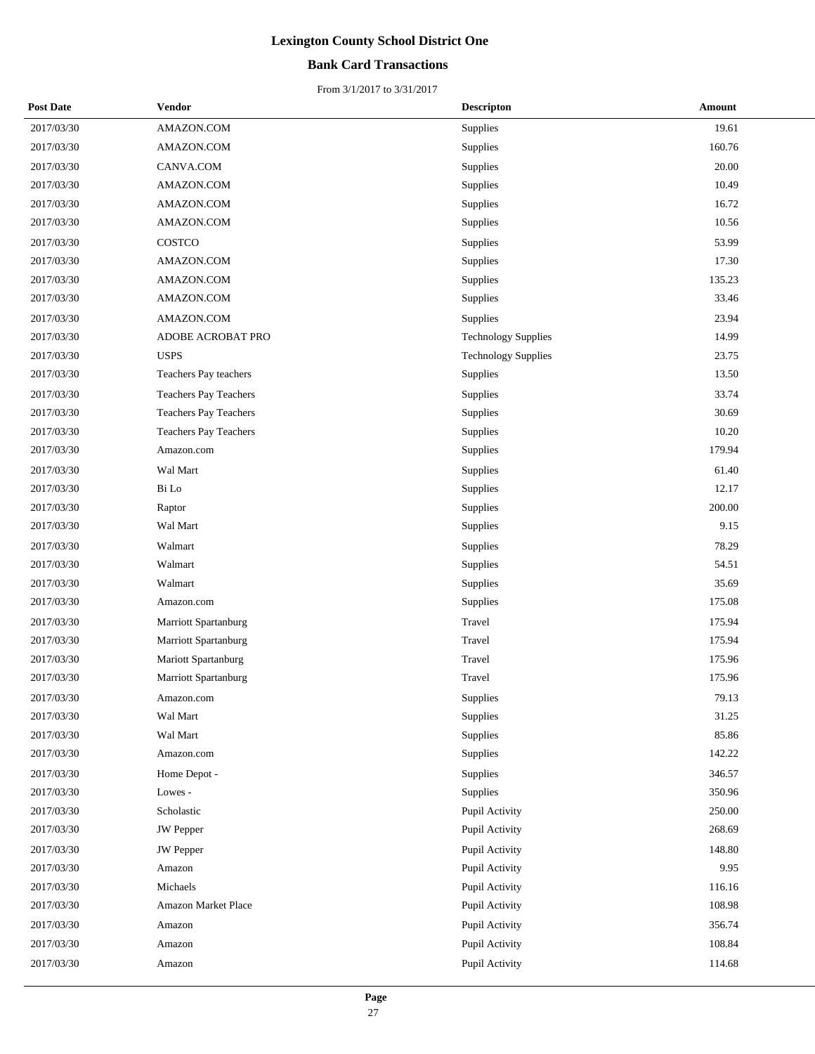# Lexington County School District One

## Bank Card Transactions

From 3/1/2017 to 3/31/2017

| Post Date | Vendor | Descripton | Amount |
|---|---|---|---|
| 2017/03/30 | AMAZON.COM | Supplies | 19.61 |
| 2017/03/30 | AMAZON.COM | Supplies | 160.76 |
| 2017/03/30 | CANVA.COM | Supplies | 20.00 |
| 2017/03/30 | AMAZON.COM | Supplies | 10.49 |
| 2017/03/30 | AMAZON.COM | Supplies | 16.72 |
| 2017/03/30 | AMAZON.COM | Supplies | 10.56 |
| 2017/03/30 | COSTCO | Supplies | 53.99 |
| 2017/03/30 | AMAZON.COM | Supplies | 17.30 |
| 2017/03/30 | AMAZON.COM | Supplies | 135.23 |
| 2017/03/30 | AMAZON.COM | Supplies | 33.46 |
| 2017/03/30 | AMAZON.COM | Supplies | 23.94 |
| 2017/03/30 | ADOBE ACROBAT PRO | Technology Supplies | 14.99 |
| 2017/03/30 | USPS | Technology Supplies | 23.75 |
| 2017/03/30 | Teachers Pay teachers | Supplies | 13.50 |
| 2017/03/30 | Teachers Pay Teachers | Supplies | 33.74 |
| 2017/03/30 | Teachers Pay Teachers | Supplies | 30.69 |
| 2017/03/30 | Teachers Pay Teachers | Supplies | 10.20 |
| 2017/03/30 | Amazon.com | Supplies | 179.94 |
| 2017/03/30 | Wal Mart | Supplies | 61.40 |
| 2017/03/30 | Bi Lo | Supplies | 12.17 |
| 2017/03/30 | Raptor | Supplies | 200.00 |
| 2017/03/30 | Wal Mart | Supplies | 9.15 |
| 2017/03/30 | Walmart | Supplies | 78.29 |
| 2017/03/30 | Walmart | Supplies | 54.51 |
| 2017/03/30 | Walmart | Supplies | 35.69 |
| 2017/03/30 | Amazon.com | Supplies | 175.08 |
| 2017/03/30 | Marriott Spartanburg | Travel | 175.94 |
| 2017/03/30 | Marriott Spartanburg | Travel | 175.94 |
| 2017/03/30 | Mariott Spartanburg | Travel | 175.96 |
| 2017/03/30 | Marriott Spartanburg | Travel | 175.96 |
| 2017/03/30 | Amazon.com | Supplies | 79.13 |
| 2017/03/30 | Wal Mart | Supplies | 31.25 |
| 2017/03/30 | Wal Mart | Supplies | 85.86 |
| 2017/03/30 | Amazon.com | Supplies | 142.22 |
| 2017/03/30 | Home Depot - | Supplies | 346.57 |
| 2017/03/30 | Lowes - | Supplies | 350.96 |
| 2017/03/30 | Scholastic | Pupil Activity | 250.00 |
| 2017/03/30 | JW Pepper | Pupil Activity | 268.69 |
| 2017/03/30 | JW Pepper | Pupil Activity | 148.80 |
| 2017/03/30 | Amazon | Pupil Activity | 9.95 |
| 2017/03/30 | Michaels | Pupil Activity | 116.16 |
| 2017/03/30 | Amazon Market Place | Pupil Activity | 108.98 |
| 2017/03/30 | Amazon | Pupil Activity | 356.74 |
| 2017/03/30 | Amazon | Pupil Activity | 108.84 |
| 2017/03/30 | Amazon | Pupil Activity | 114.68 |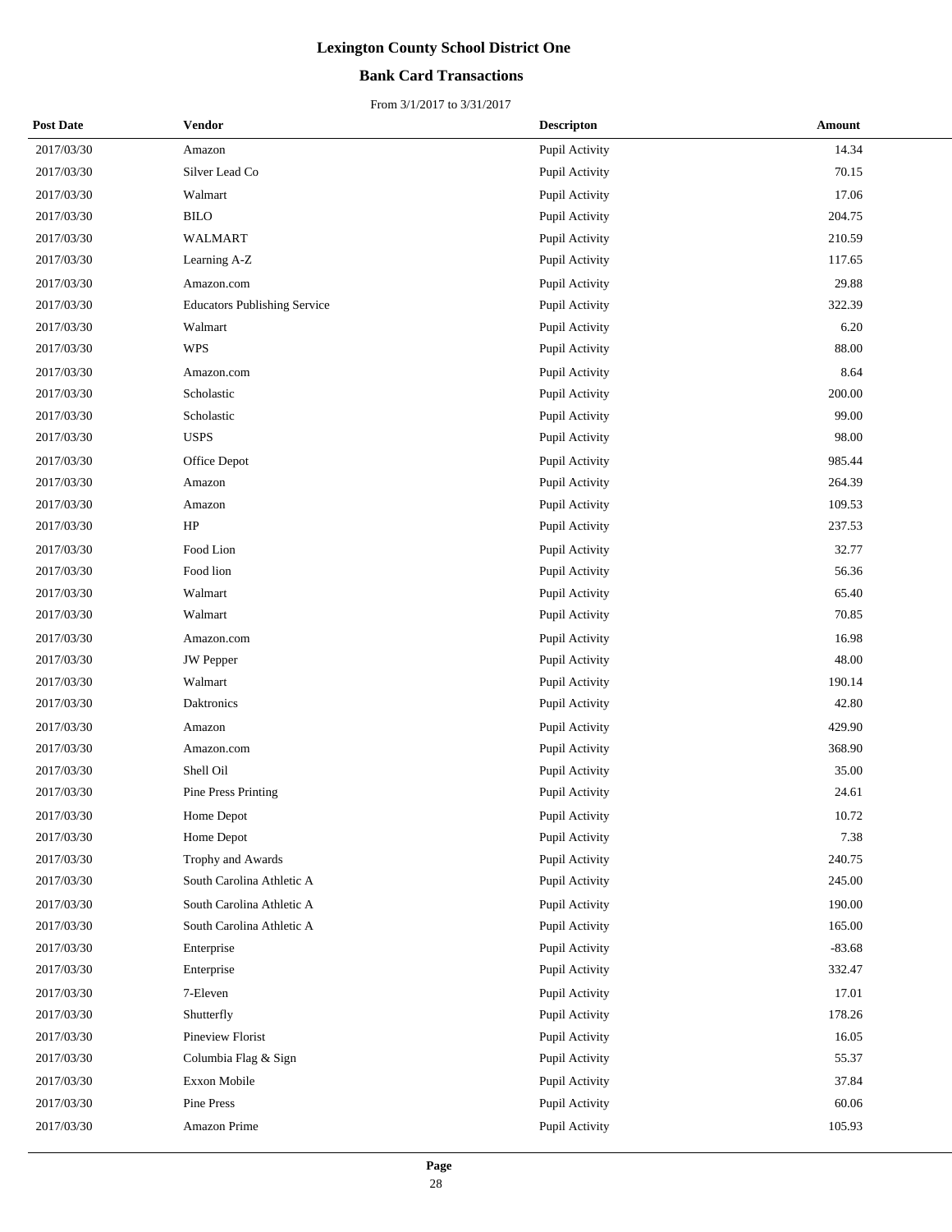# Lexington County School District One

## Bank Card Transactions

From 3/1/2017 to 3/31/2017

| Post Date | Vendor | Descripton | Amount |
|---|---|---|---|
| 2017/03/30 | Amazon | Pupil Activity | 14.34 |
| 2017/03/30 | Silver Lead Co | Pupil Activity | 70.15 |
| 2017/03/30 | Walmart | Pupil Activity | 17.06 |
| 2017/03/30 | BILO | Pupil Activity | 204.75 |
| 2017/03/30 | WALMART | Pupil Activity | 210.59 |
| 2017/03/30 | Learning A-Z | Pupil Activity | 117.65 |
| 2017/03/30 | Amazon.com | Pupil Activity | 29.88 |
| 2017/03/30 | Educators Publishing Service | Pupil Activity | 322.39 |
| 2017/03/30 | Walmart | Pupil Activity | 6.20 |
| 2017/03/30 | WPS | Pupil Activity | 88.00 |
| 2017/03/30 | Amazon.com | Pupil Activity | 8.64 |
| 2017/03/30 | Scholastic | Pupil Activity | 200.00 |
| 2017/03/30 | Scholastic | Pupil Activity | 99.00 |
| 2017/03/30 | USPS | Pupil Activity | 98.00 |
| 2017/03/30 | Office Depot | Pupil Activity | 985.44 |
| 2017/03/30 | Amazon | Pupil Activity | 264.39 |
| 2017/03/30 | Amazon | Pupil Activity | 109.53 |
| 2017/03/30 | HP | Pupil Activity | 237.53 |
| 2017/03/30 | Food Lion | Pupil Activity | 32.77 |
| 2017/03/30 | Food lion | Pupil Activity | 56.36 |
| 2017/03/30 | Walmart | Pupil Activity | 65.40 |
| 2017/03/30 | Walmart | Pupil Activity | 70.85 |
| 2017/03/30 | Amazon.com | Pupil Activity | 16.98 |
| 2017/03/30 | JW Pepper | Pupil Activity | 48.00 |
| 2017/03/30 | Walmart | Pupil Activity | 190.14 |
| 2017/03/30 | Daktronics | Pupil Activity | 42.80 |
| 2017/03/30 | Amazon | Pupil Activity | 429.90 |
| 2017/03/30 | Amazon.com | Pupil Activity | 368.90 |
| 2017/03/30 | Shell Oil | Pupil Activity | 35.00 |
| 2017/03/30 | Pine Press Printing | Pupil Activity | 24.61 |
| 2017/03/30 | Home Depot | Pupil Activity | 10.72 |
| 2017/03/30 | Home Depot | Pupil Activity | 7.38 |
| 2017/03/30 | Trophy and Awards | Pupil Activity | 240.75 |
| 2017/03/30 | South Carolina Athletic A | Pupil Activity | 245.00 |
| 2017/03/30 | South Carolina Athletic A | Pupil Activity | 190.00 |
| 2017/03/30 | South Carolina Athletic A | Pupil Activity | 165.00 |
| 2017/03/30 | Enterprise | Pupil Activity | -83.68 |
| 2017/03/30 | Enterprise | Pupil Activity | 332.47 |
| 2017/03/30 | 7-Eleven | Pupil Activity | 17.01 |
| 2017/03/30 | Shutterfly | Pupil Activity | 178.26 |
| 2017/03/30 | Pineview Florist | Pupil Activity | 16.05 |
| 2017/03/30 | Columbia Flag & Sign | Pupil Activity | 55.37 |
| 2017/03/30 | Exxon Mobile | Pupil Activity | 37.84 |
| 2017/03/30 | Pine Press | Pupil Activity | 60.06 |
| 2017/03/30 | Amazon Prime | Pupil Activity | 105.93 |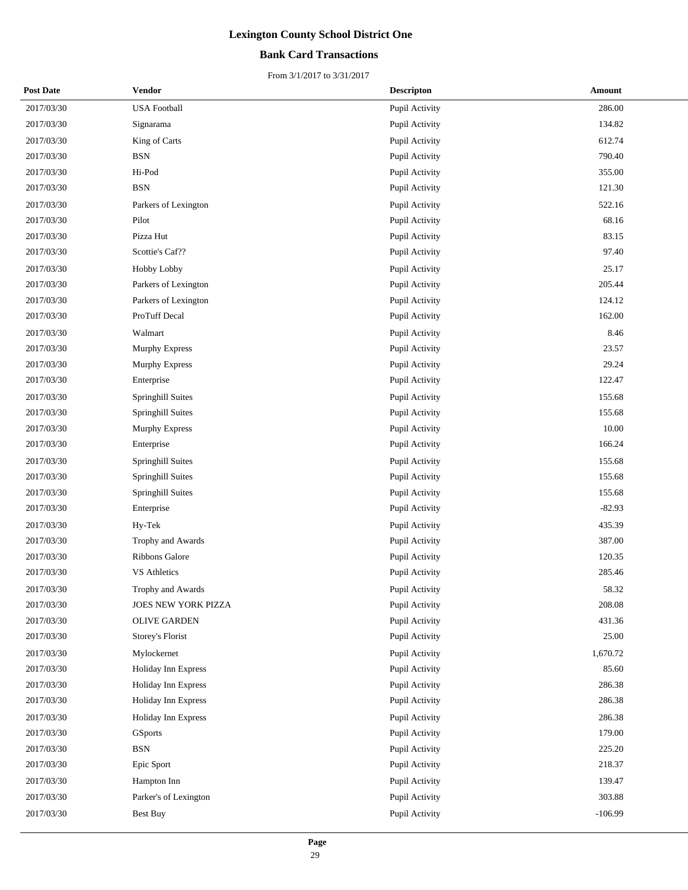# Lexington County School District One

## Bank Card Transactions

From 3/1/2017 to 3/31/2017

| Post Date | Vendor | Descripton | Amount |
|---|---|---|---|
| 2017/03/30 | USA Football | Pupil Activity | 286.00 |
| 2017/03/30 | Signarama | Pupil Activity | 134.82 |
| 2017/03/30 | King of Carts | Pupil Activity | 612.74 |
| 2017/03/30 | BSN | Pupil Activity | 790.40 |
| 2017/03/30 | Hi-Pod | Pupil Activity | 355.00 |
| 2017/03/30 | BSN | Pupil Activity | 121.30 |
| 2017/03/30 | Parkers of Lexington | Pupil Activity | 522.16 |
| 2017/03/30 | Pilot | Pupil Activity | 68.16 |
| 2017/03/30 | Pizza Hut | Pupil Activity | 83.15 |
| 2017/03/30 | Scottie's Caf?? | Pupil Activity | 97.40 |
| 2017/03/30 | Hobby Lobby | Pupil Activity | 25.17 |
| 2017/03/30 | Parkers of Lexington | Pupil Activity | 205.44 |
| 2017/03/30 | Parkers of Lexington | Pupil Activity | 124.12 |
| 2017/03/30 | ProTuff Decal | Pupil Activity | 162.00 |
| 2017/03/30 | Walmart | Pupil Activity | 8.46 |
| 2017/03/30 | Murphy Express | Pupil Activity | 23.57 |
| 2017/03/30 | Murphy Express | Pupil Activity | 29.24 |
| 2017/03/30 | Enterprise | Pupil Activity | 122.47 |
| 2017/03/30 | Springhill Suites | Pupil Activity | 155.68 |
| 2017/03/30 | Springhill Suites | Pupil Activity | 155.68 |
| 2017/03/30 | Murphy Express | Pupil Activity | 10.00 |
| 2017/03/30 | Enterprise | Pupil Activity | 166.24 |
| 2017/03/30 | Springhill Suites | Pupil Activity | 155.68 |
| 2017/03/30 | Springhill Suites | Pupil Activity | 155.68 |
| 2017/03/30 | Springhill Suites | Pupil Activity | 155.68 |
| 2017/03/30 | Enterprise | Pupil Activity | -82.93 |
| 2017/03/30 | Hy-Tek | Pupil Activity | 435.39 |
| 2017/03/30 | Trophy and Awards | Pupil Activity | 387.00 |
| 2017/03/30 | Ribbons Galore | Pupil Activity | 120.35 |
| 2017/03/30 | VS Athletics | Pupil Activity | 285.46 |
| 2017/03/30 | Trophy and Awards | Pupil Activity | 58.32 |
| 2017/03/30 | JOES NEW YORK PIZZA | Pupil Activity | 208.08 |
| 2017/03/30 | OLIVE GARDEN | Pupil Activity | 431.36 |
| 2017/03/30 | Storey's Florist | Pupil Activity | 25.00 |
| 2017/03/30 | Mylockernet | Pupil Activity | 1,670.72 |
| 2017/03/30 | Holiday Inn Express | Pupil Activity | 85.60 |
| 2017/03/30 | Holiday Inn Express | Pupil Activity | 286.38 |
| 2017/03/30 | Holiday Inn Express | Pupil Activity | 286.38 |
| 2017/03/30 | Holiday Inn Express | Pupil Activity | 286.38 |
| 2017/03/30 | GSports | Pupil Activity | 179.00 |
| 2017/03/30 | BSN | Pupil Activity | 225.20 |
| 2017/03/30 | Epic Sport | Pupil Activity | 218.37 |
| 2017/03/30 | Hampton Inn | Pupil Activity | 139.47 |
| 2017/03/30 | Parker's of Lexington | Pupil Activity | 303.88 |
| 2017/03/30 | Best Buy | Pupil Activity | -106.99 |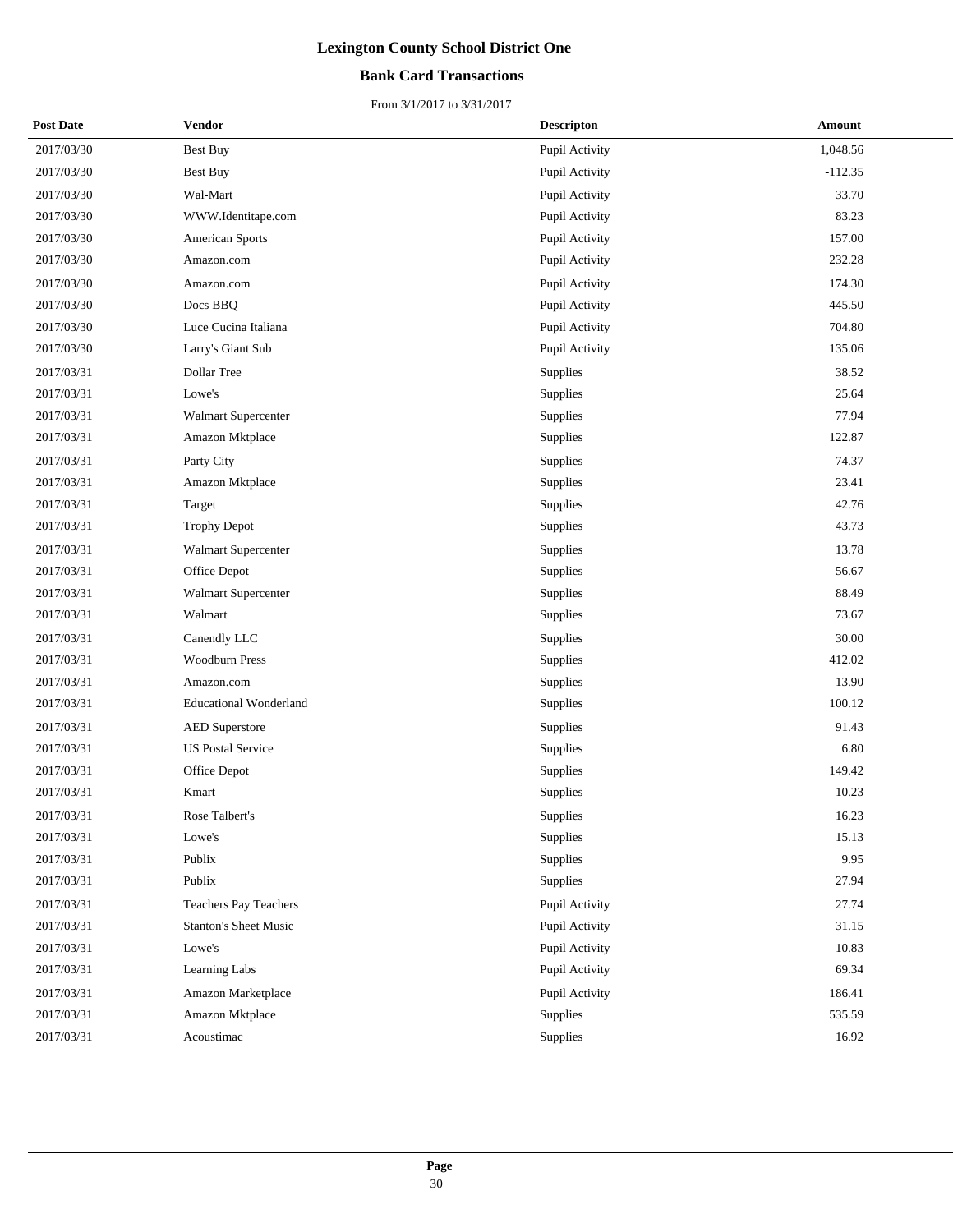# Lexington County School District One

## Bank Card Transactions

From 3/1/2017 to 3/31/2017

| Post Date | Vendor | Descripton | Amount |
|---|---|---|---|
| 2017/03/30 | Best Buy | Pupil Activity | 1,048.56 |
| 2017/03/30 | Best Buy | Pupil Activity | -112.35 |
| 2017/03/30 | Wal-Mart | Pupil Activity | 33.70 |
| 2017/03/30 | WWW.Identitape.com | Pupil Activity | 83.23 |
| 2017/03/30 | American Sports | Pupil Activity | 157.00 |
| 2017/03/30 | Amazon.com | Pupil Activity | 232.28 |
| 2017/03/30 | Amazon.com | Pupil Activity | 174.30 |
| 2017/03/30 | Docs BBQ | Pupil Activity | 445.50 |
| 2017/03/30 | Luce Cucina Italiana | Pupil Activity | 704.80 |
| 2017/03/30 | Larry's Giant Sub | Pupil Activity | 135.06 |
| 2017/03/31 | Dollar Tree | Supplies | 38.52 |
| 2017/03/31 | Lowe's | Supplies | 25.64 |
| 2017/03/31 | Walmart Supercenter | Supplies | 77.94 |
| 2017/03/31 | Amazon Mktplace | Supplies | 122.87 |
| 2017/03/31 | Party City | Supplies | 74.37 |
| 2017/03/31 | Amazon Mktplace | Supplies | 23.41 |
| 2017/03/31 | Target | Supplies | 42.76 |
| 2017/03/31 | Trophy Depot | Supplies | 43.73 |
| 2017/03/31 | Walmart Supercenter | Supplies | 13.78 |
| 2017/03/31 | Office Depot | Supplies | 56.67 |
| 2017/03/31 | Walmart Supercenter | Supplies | 88.49 |
| 2017/03/31 | Walmart | Supplies | 73.67 |
| 2017/03/31 | Canendly LLC | Supplies | 30.00 |
| 2017/03/31 | Woodburn Press | Supplies | 412.02 |
| 2017/03/31 | Amazon.com | Supplies | 13.90 |
| 2017/03/31 | Educational Wonderland | Supplies | 100.12 |
| 2017/03/31 | AED Superstore | Supplies | 91.43 |
| 2017/03/31 | US Postal Service | Supplies | 6.80 |
| 2017/03/31 | Office Depot | Supplies | 149.42 |
| 2017/03/31 | Kmart | Supplies | 10.23 |
| 2017/03/31 | Rose Talbert's | Supplies | 16.23 |
| 2017/03/31 | Lowe's | Supplies | 15.13 |
| 2017/03/31 | Publix | Supplies | 9.95 |
| 2017/03/31 | Publix | Supplies | 27.94 |
| 2017/03/31 | Teachers Pay Teachers | Pupil Activity | 27.74 |
| 2017/03/31 | Stanton's Sheet Music | Pupil Activity | 31.15 |
| 2017/03/31 | Lowe's | Pupil Activity | 10.83 |
| 2017/03/31 | Learning Labs | Pupil Activity | 69.34 |
| 2017/03/31 | Amazon Marketplace | Pupil Activity | 186.41 |
| 2017/03/31 | Amazon Mktplace | Supplies | 535.59 |
| 2017/03/31 | Acoustimac | Supplies | 16.92 |